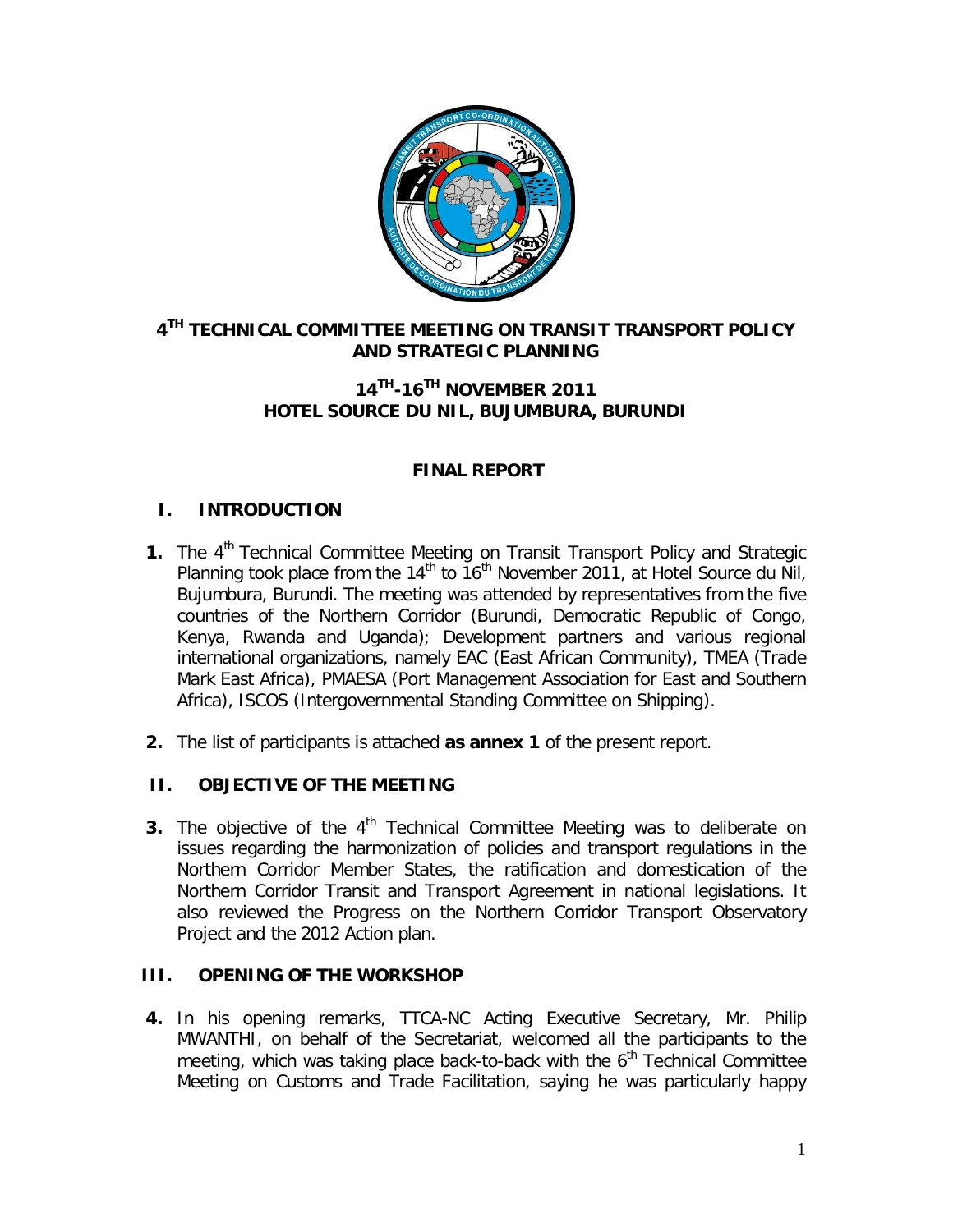# 4TH TECHNICAL COMMITTEE MEETING ON TRANSIT TRANSPORT POLICY AND STRATEGIC PLANNING

## 14TH-16TH NOVEMBER 2011
## HOTEL SOURCE DU NIL, BUJUMBURA, BURUNDI

## FINAL REPORT

## I. INTRODUCTION

**1.** The 4th Technical Committee Meeting on Transit Transport Policy and Strategic Planning took place from the 14th to 16th November 2011, at Hotel Source du Nil, Bujumbura, Burundi. The meeting was attended by representatives from the five countries of the Northern Corridor (Burundi, Democratic Republic of Congo, Kenya, Rwanda and Uganda); Development partners and various regional international organizations, namely EAC (East African Community), TMEA (Trade Mark East Africa), PMAESA (Port Management Association for East and Southern Africa), ISCOS (Intergovernmental Standing Committee on Shipping).

**2.** The list of participants is attached **as annex 1** of the present report.

## II. OBJECTIVE OF THE MEETING

**3.** The objective of the 4th Technical Committee Meeting was to deliberate on issues regarding the harmonization of policies and transport regulations in the Northern Corridor Member States, the ratification and domestication of the Northern Corridor Transit and Transport Agreement in national legislations. It also reviewed the Progress on the Northern Corridor Transport Observatory Project and the 2012 Action plan.

## III. OPENING OF THE WORKSHOP

**4.** In his opening remarks, TTCA-NC Acting Executive Secretary, Mr. Philip MWANTHI, on behalf of the Secretariat, welcomed all the participants to the meeting, which was taking place back-to-back with the 6th Technical Committee Meeting on Customs and Trade Facilitation, saying he was particularly happy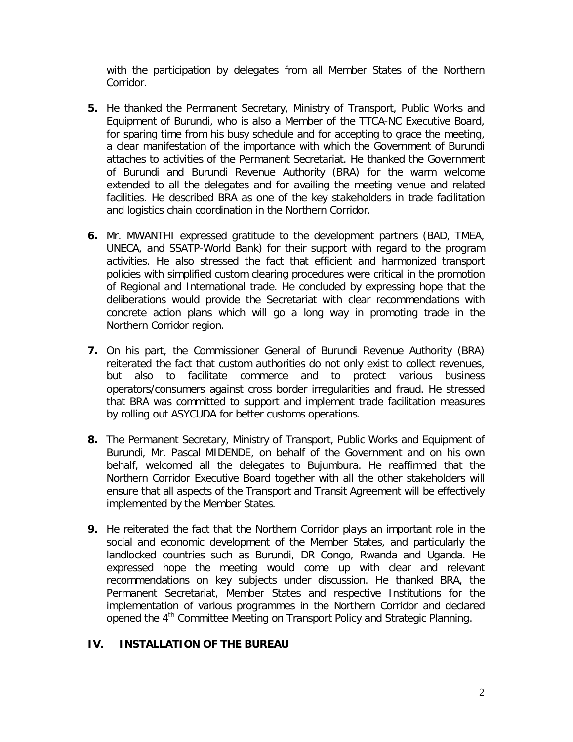with the participation by delegates from all Member States of the Northern Corridor.

**5.** He thanked the Permanent Secretary, Ministry of Transport, Public Works and Equipment of Burundi, who is also a Member of the TTCA-NC Executive Board, for sparing time from his busy schedule and for accepting to grace the meeting, a clear manifestation of the importance with which the Government of Burundi attaches to activities of the Permanent Secretariat. He thanked the Government of Burundi and Burundi Revenue Authority (BRA) for the warm welcome extended to all the delegates and for availing the meeting venue and related facilities. He described BRA as one of the key stakeholders in trade facilitation and logistics chain coordination in the Northern Corridor.

**6.** Mr. MWANTHI expressed gratitude to the development partners (BAD, TMEA, UNECA, and SSATP-World Bank) for their support with regard to the program activities. He also stressed the fact that efficient and harmonized transport policies with simplified custom clearing procedures were critical in the promotion of Regional and International trade. He concluded by expressing hope that the deliberations would provide the Secretariat with clear recommendations with concrete action plans which will go a long way in promoting trade in the Northern Corridor region.

**7.** On his part, the Commissioner General of Burundi Revenue Authority (BRA) reiterated the fact that custom authorities do not only exist to collect revenues, but also to facilitate commerce and to protect various business operators/consumers against cross border irregularities and fraud. He stressed that BRA was committed to support and implement trade facilitation measures by rolling out ASYCUDA for better customs operations.

**8.** The Permanent Secretary, Ministry of Transport, Public Works and Equipment of Burundi, Mr. Pascal MIDENDE, on behalf of the Government and on his own behalf, welcomed all the delegates to Bujumbura. He reaffirmed that the Northern Corridor Executive Board together with all the other stakeholders will ensure that all aspects of the Transport and Transit Agreement will be effectively implemented by the Member States.

**9.** He reiterated the fact that the Northern Corridor plays an important role in the social and economic development of the Member States, and particularly the landlocked countries such as Burundi, DR Congo, Rwanda and Uganda. He expressed hope the meeting would come up with clear and relevant recommendations on key subjects under discussion. He thanked BRA, the Permanent Secretariat, Member States and respective Institutions for the implementation of various programmes in the Northern Corridor and declared opened the 4th Committee Meeting on Transport Policy and Strategic Planning.

## IV. INSTALLATION OF THE BUREAU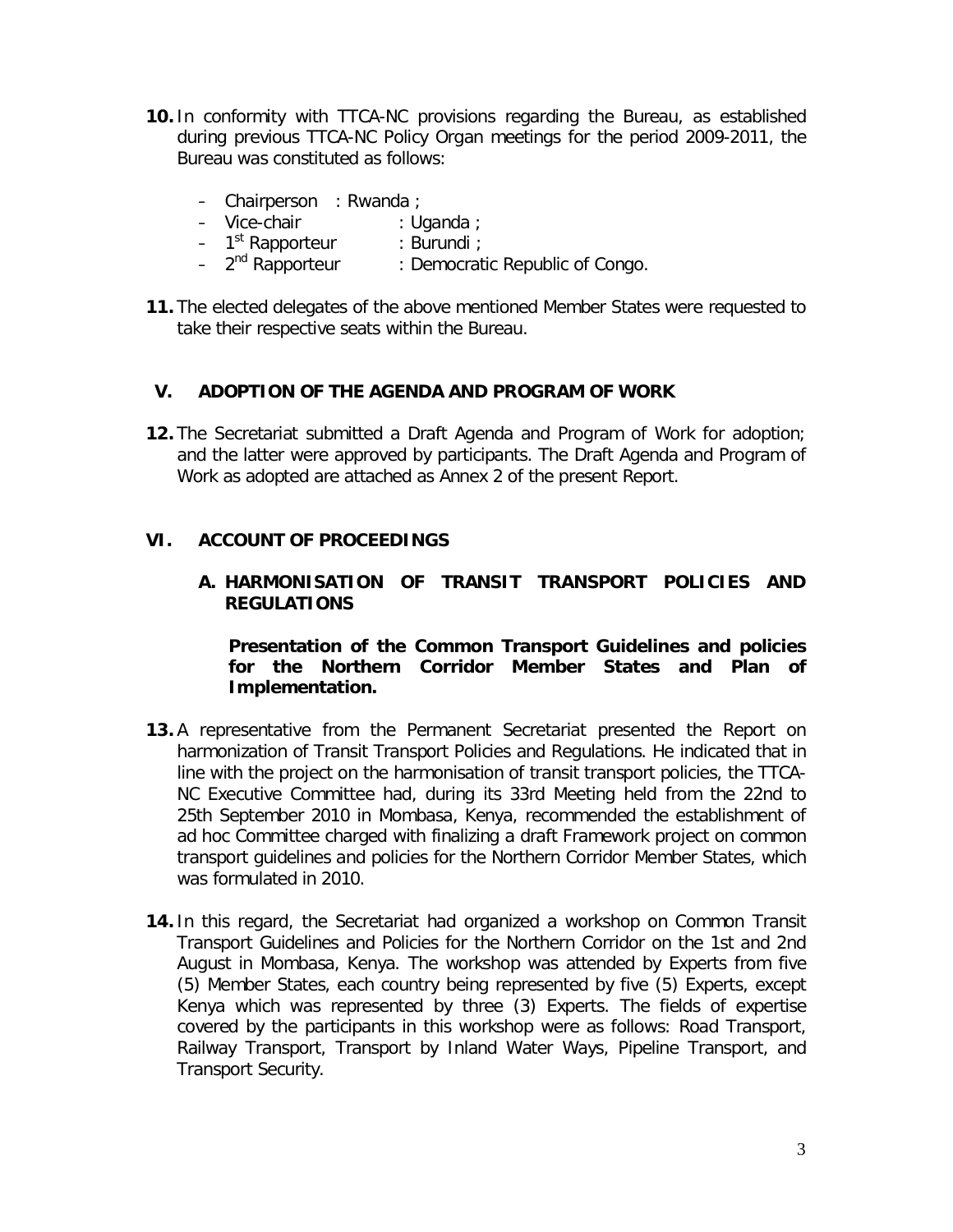**10.** In conformity with TTCA-NC provisions regarding the Bureau, as established during previous TTCA-NC Policy Organ meetings for the period 2009-2011, the Bureau was constituted as follows:

- Chairperson : Rwanda ;
- Vice-chair : Uganda ;
- 1st Rapporteur : Burundi ;
- 2nd Rapporteur : Democratic Republic of Congo.

**11.** The elected delegates of the above mentioned Member States were requested to take their respective seats within the Bureau.

## V. ADOPTION OF THE AGENDA AND PROGRAM OF WORK

**12.** The Secretariat submitted a Draft Agenda and Program of Work for adoption; and the latter were approved by participants. The Draft Agenda and Program of Work as adopted are attached as Annex 2 of the present Report.

## VI. ACCOUNT OF PROCEEDINGS

### A. HARMONISATION OF TRANSIT TRANSPORT POLICIES AND REGULATIONS

**Presentation of the Common Transport Guidelines and policies for the Northern Corridor Member States and Plan of Implementation.**

**13.** A representative from the Permanent Secretariat presented the Report on harmonization of Transit Transport Policies and Regulations. He indicated that in line with the project on the harmonisation of transit transport policies, the TTCA-NC Executive Committee had, during its 33rd Meeting held from the 22nd to 25th September 2010 in Mombasa, Kenya, recommended the establishment of ad hoc Committee charged with finalizing a draft Framework project on common transport guidelines and policies for the Northern Corridor Member States, which was formulated in 2010.

**14.** In this regard, the Secretariat had organized a workshop on Common Transit Transport Guidelines and Policies for the Northern Corridor on the 1st and 2nd August in Mombasa, Kenya. The workshop was attended by Experts from five (5) Member States, each country being represented by five (5) Experts, except Kenya which was represented by three (3) Experts. The fields of expertise covered by the participants in this workshop were as follows: Road Transport, Railway Transport, Transport by Inland Water Ways, Pipeline Transport, and Transport Security.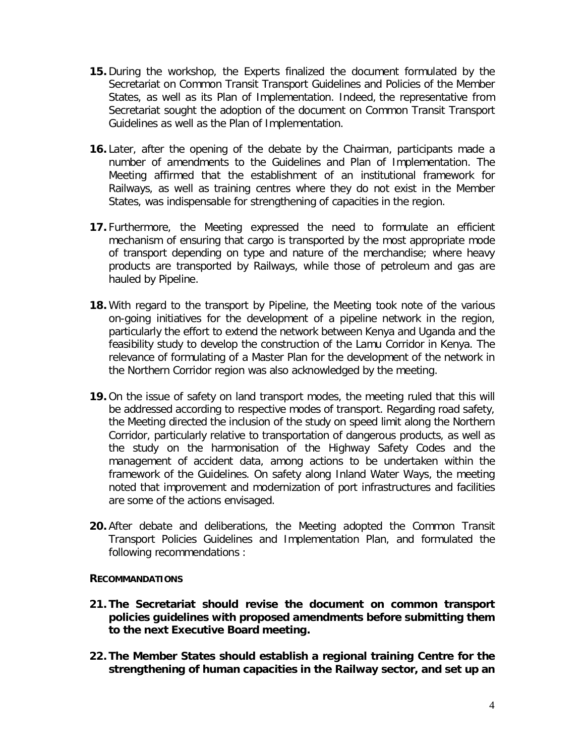**15.** During the workshop, the Experts finalized the document formulated by the Secretariat on Common Transit Transport Guidelines and Policies of the Member States, as well as its Plan of Implementation. Indeed, the representative from Secretariat sought the adoption of the document on Common Transit Transport Guidelines as well as the Plan of Implementation.

**16.** Later, after the opening of the debate by the Chairman, participants made a number of amendments to the Guidelines and Plan of Implementation. The Meeting affirmed that the establishment of an institutional framework for Railways, as well as training centres where they do not exist in the Member States, was indispensable for strengthening of capacities in the region.

**17.** Furthermore, the Meeting expressed the need to formulate an efficient mechanism of ensuring that cargo is transported by the most appropriate mode of transport depending on type and nature of the merchandise; where heavy products are transported by Railways, while those of petroleum and gas are hauled by Pipeline.

**18.** With regard to the transport by Pipeline, the Meeting took note of the various on-going initiatives for the development of a pipeline network in the region, particularly the effort to extend the network between Kenya and Uganda and the feasibility study to develop the construction of the Lamu Corridor in Kenya. The relevance of formulating of a Master Plan for the development of the network in the Northern Corridor region was also acknowledged by the meeting.

**19.** On the issue of safety on land transport modes, the meeting ruled that this will be addressed according to respective modes of transport. Regarding road safety, the Meeting directed the inclusion of the study on speed limit along the Northern Corridor, particularly relative to transportation of dangerous products, as well as the study on the harmonisation of the Highway Safety Codes and the management of accident data, among actions to be undertaken within the framework of the Guidelines. On safety along Inland Water Ways, the meeting noted that improvement and modernization of port infrastructures and facilities are some of the actions envisaged.

**20.** After debate and deliberations, the Meeting adopted the Common Transit Transport Policies Guidelines and Implementation Plan, and formulated the following recommendations :

**RECOMMANDATIONS**

**21. The Secretariat should revise the document on common transport policies guidelines with proposed amendments before submitting them to the next Executive Board meeting.**

**22. The Member States should establish a regional training Centre for the strengthening of human capacities in the Railway sector, and set up an**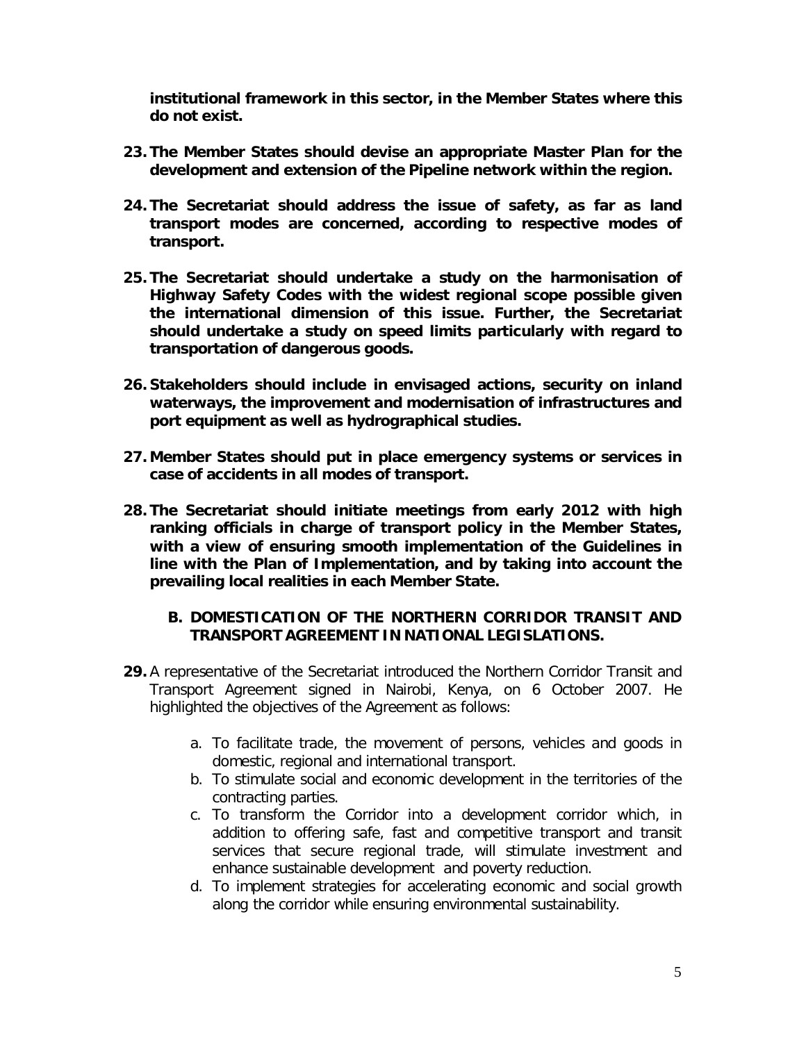**institutional framework in this sector, in the Member States where this do not exist.**

23. **The Member States should devise an appropriate Master Plan for the development and extension of the Pipeline network within the region.**

24. **The Secretariat should address the issue of safety, as far as land transport modes are concerned, according to respective modes of transport.**

25. **The Secretariat should undertake a study on the harmonisation of Highway Safety Codes with the widest regional scope possible given the international dimension of this issue. Further, the Secretariat should undertake a study on speed limits particularly with regard to transportation of dangerous goods.**

26. **Stakeholders should include in envisaged actions, security on inland waterways, the improvement and modernisation of infrastructures and port equipment as well as hydrographical studies.**

27. **Member States should put in place emergency systems or services in case of accidents in all modes of transport.**

28. **The Secretariat should initiate meetings from early 2012 with high ranking officials in charge of transport policy in the Member States, with a view of ensuring smooth implementation of the Guidelines in line with the Plan of Implementation, and by taking into account the prevailing local realities in each Member State.**

### B. DOMESTICATION OF THE NORTHERN CORRIDOR TRANSIT AND TRANSPORT AGREEMENT IN NATIONAL LEGISLATIONS.

**29.** A representative of the Secretariat introduced the Northern Corridor Transit and Transport Agreement signed in Nairobi, Kenya, on 6 October 2007. He highlighted the objectives of the Agreement as follows:

a. To facilitate trade, the movement of persons, vehicles and goods in domestic, regional and international transport.
b. To stimulate social and economic development in the territories of the contracting parties.
c. To transform the Corridor into a development corridor which, in addition to offering safe, fast and competitive transport and transit services that secure regional trade, will stimulate investment and enhance sustainable development and poverty reduction.
d. To implement strategies for accelerating economic and social growth along the corridor while ensuring environmental sustainability.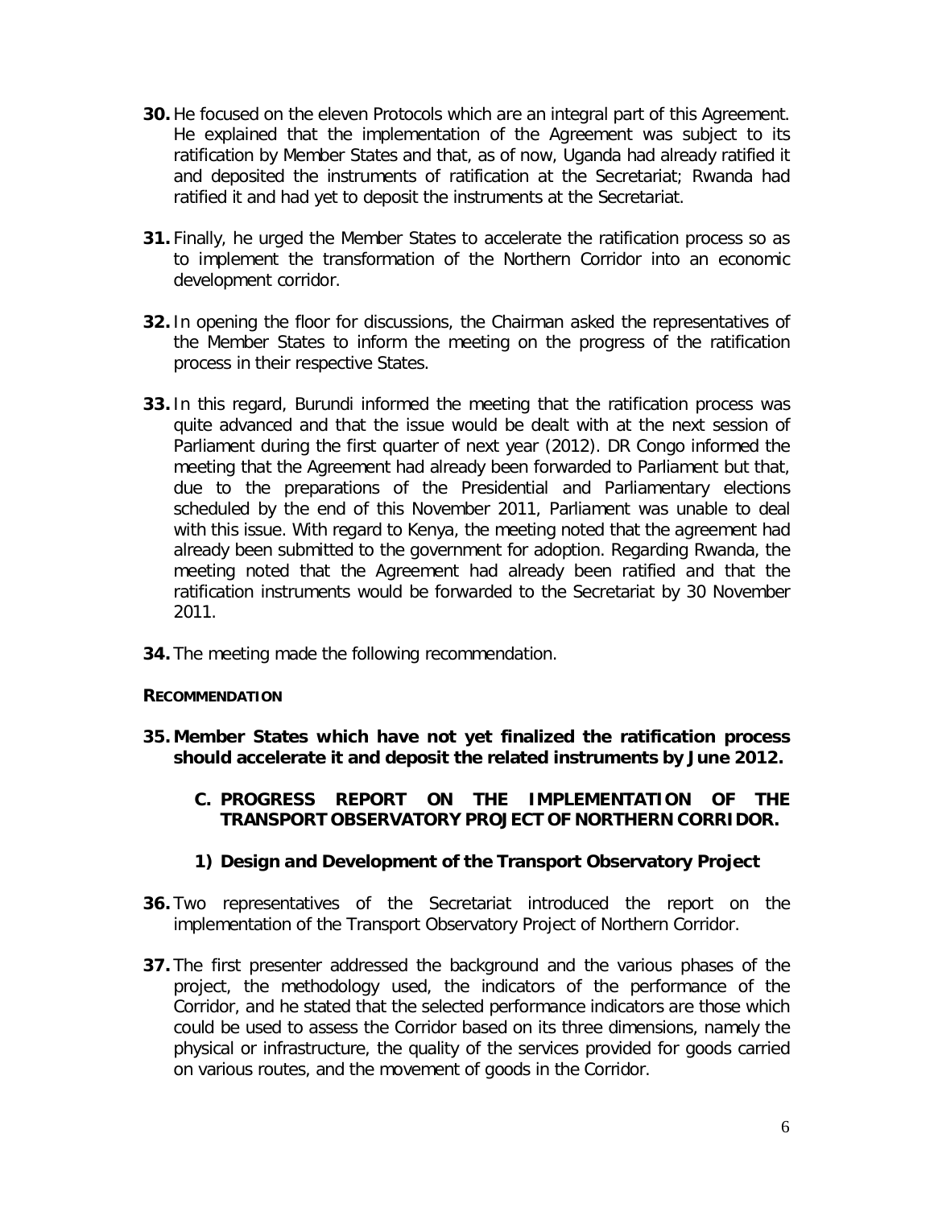**30.** He focused on the eleven Protocols which are an integral part of this Agreement. He explained that the implementation of the Agreement was subject to its ratification by Member States and that, as of now, Uganda had already ratified it and deposited the instruments of ratification at the Secretariat; Rwanda had ratified it and had yet to deposit the instruments at the Secretariat.

**31.** Finally, he urged the Member States to accelerate the ratification process so as to implement the transformation of the Northern Corridor into an economic development corridor.

**32.** In opening the floor for discussions, the Chairman asked the representatives of the Member States to inform the meeting on the progress of the ratification process in their respective States.

**33.** In this regard, Burundi informed the meeting that the ratification process was quite advanced and that the issue would be dealt with at the next session of Parliament during the first quarter of next year (2012). DR Congo informed the meeting that the Agreement had already been forwarded to Parliament but that, due to the preparations of the Presidential and Parliamentary elections scheduled by the end of this November 2011, Parliament was unable to deal with this issue. With regard to Kenya, the meeting noted that the agreement had already been submitted to the government for adoption. Regarding Rwanda, the meeting noted that the Agreement had already been ratified and that the ratification instruments would be forwarded to the Secretariat by 30 November 2011.

**34.** The meeting made the following recommendation.

**RECOMMENDATION**

**35. Member States which have not yet finalized the ratification process should accelerate it and deposit the related instruments by June 2012.**

### C. PROGRESS REPORT ON THE IMPLEMENTATION OF THE TRANSPORT OBSERVATORY PROJECT OF NORTHERN CORRIDOR.

#### 1) Design and Development of the Transport Observatory Project

**36.** Two representatives of the Secretariat introduced the report on the implementation of the Transport Observatory Project of Northern Corridor.

**37.** The first presenter addressed the background and the various phases of the project, the methodology used, the indicators of the performance of the Corridor, and he stated that the selected performance indicators are those which could be used to assess the Corridor based on its three dimensions, namely the physical or infrastructure, the quality of the services provided for goods carried on various routes, and the movement of goods in the Corridor.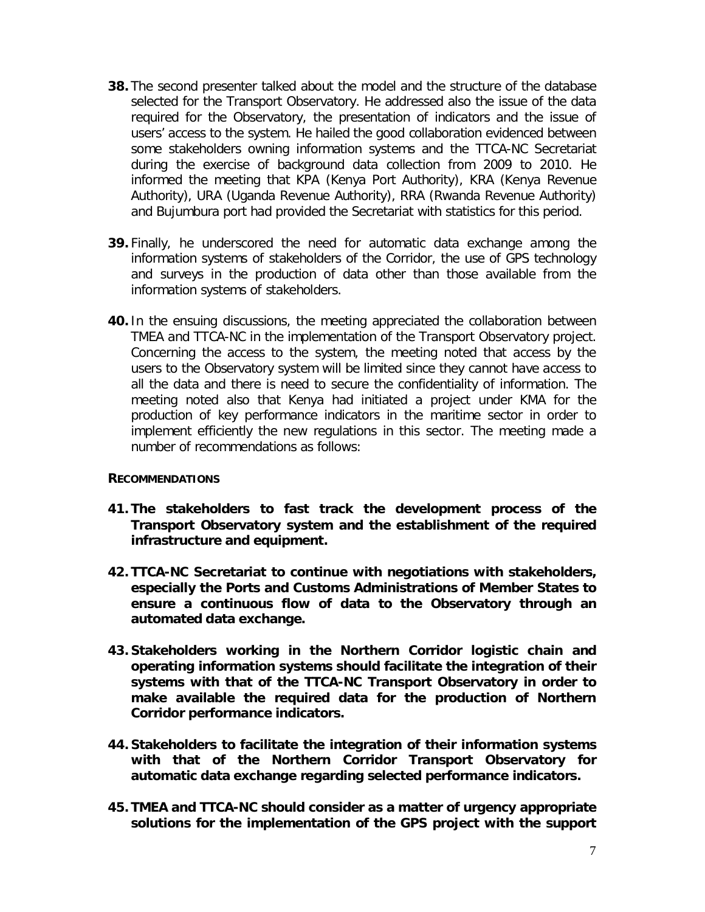**38.** The second presenter talked about the model and the structure of the database selected for the Transport Observatory. He addressed also the issue of the data required for the Observatory, the presentation of indicators and the issue of users' access to the system. He hailed the good collaboration evidenced between some stakeholders owning information systems and the TTCA-NC Secretariat during the exercise of background data collection from 2009 to 2010. He informed the meeting that KPA (Kenya Port Authority), KRA (Kenya Revenue Authority), URA (Uganda Revenue Authority), RRA (Rwanda Revenue Authority) and Bujumbura port had provided the Secretariat with statistics for this period.

**39.** Finally, he underscored the need for automatic data exchange among the information systems of stakeholders of the Corridor, the use of GPS technology and surveys in the production of data other than those available from the information systems of stakeholders.

**40.** In the ensuing discussions, the meeting appreciated the collaboration between TMEA and TTCA-NC in the implementation of the Transport Observatory project. Concerning the access to the system, the meeting noted that access by the users to the Observatory system will be limited since they cannot have access to all the data and there is need to secure the confidentiality of information. The meeting noted also that Kenya had initiated a project under KMA for the production of key performance indicators in the maritime sector in order to implement efficiently the new regulations in this sector. The meeting made a number of recommendations as follows:

**RECOMMENDATIONS**

**41. The stakeholders to fast track the development process of the Transport Observatory system and the establishment of the required infrastructure and equipment.**

**42. TTCA-NC Secretariat to continue with negotiations with stakeholders, especially the Ports and Customs Administrations of Member States to ensure a continuous flow of data to the Observatory through an automated data exchange.**

**43. Stakeholders working in the Northern Corridor logistic chain and operating information systems should facilitate the integration of their systems with that of the TTCA-NC Transport Observatory in order to make available the required data for the production of Northern Corridor performance indicators.**

**44. Stakeholders to facilitate the integration of their information systems with that of the Northern Corridor Transport Observatory for automatic data exchange regarding selected performance indicators.**

**45. TMEA and TTCA-NC should consider as a matter of urgency appropriate solutions for the implementation of the GPS project with the support**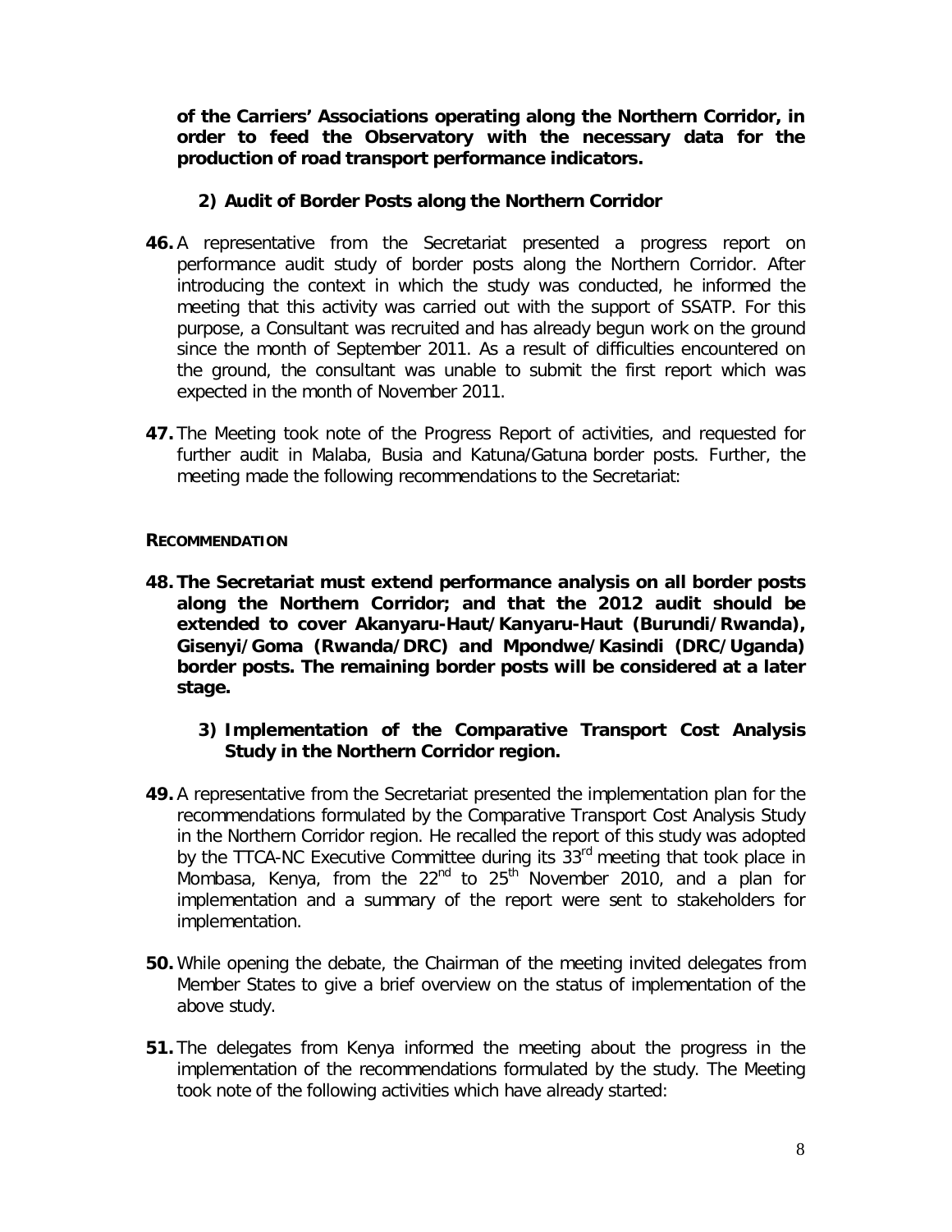**of the Carriers' Associations operating along the Northern Corridor, in order to feed the Observatory with the necessary data for the production of road transport performance indicators.**

**2) Audit of Border Posts along the Northern Corridor**

**46.** A representative from the Secretariat presented a progress report on performance audit study of border posts along the Northern Corridor. After introducing the context in which the study was conducted, he informed the meeting that this activity was carried out with the support of SSATP. For this purpose, a Consultant was recruited and has already begun work on the ground since the month of September 2011. As a result of difficulties encountered on the ground, the consultant was unable to submit the first report which was expected in the month of November 2011.

**47.** The Meeting took note of the Progress Report of activities, and requested for further audit in Malaba, Busia and Katuna/Gatuna border posts. Further, the meeting made the following recommendations to the Secretariat:

**RECOMMENDATION**

**48. The Secretariat must extend performance analysis on all border posts along the Northern Corridor; and that the 2012 audit should be extended to cover Akanyaru-Haut/Kanyaru-Haut (Burundi/Rwanda), Gisenyi/Goma (Rwanda/DRC) and Mpondwe/Kasindi (DRC/Uganda) border posts. The remaining border posts will be considered at a later stage.**

**3) Implementation of the Comparative Transport Cost Analysis Study in the Northern Corridor region.**

**49.** A representative from the Secretariat presented the implementation plan for the recommendations formulated by the Comparative Transport Cost Analysis Study in the Northern Corridor region. He recalled the report of this study was adopted by the TTCA-NC Executive Committee during its 33rd meeting that took place in Mombasa, Kenya, from the 22nd to 25th November 2010, and a plan for implementation and a summary of the report were sent to stakeholders for implementation.

**50.** While opening the debate, the Chairman of the meeting invited delegates from Member States to give a brief overview on the status of implementation of the above study.

**51.** The delegates from Kenya informed the meeting about the progress in the implementation of the recommendations formulated by the study. The Meeting took note of the following activities which have already started: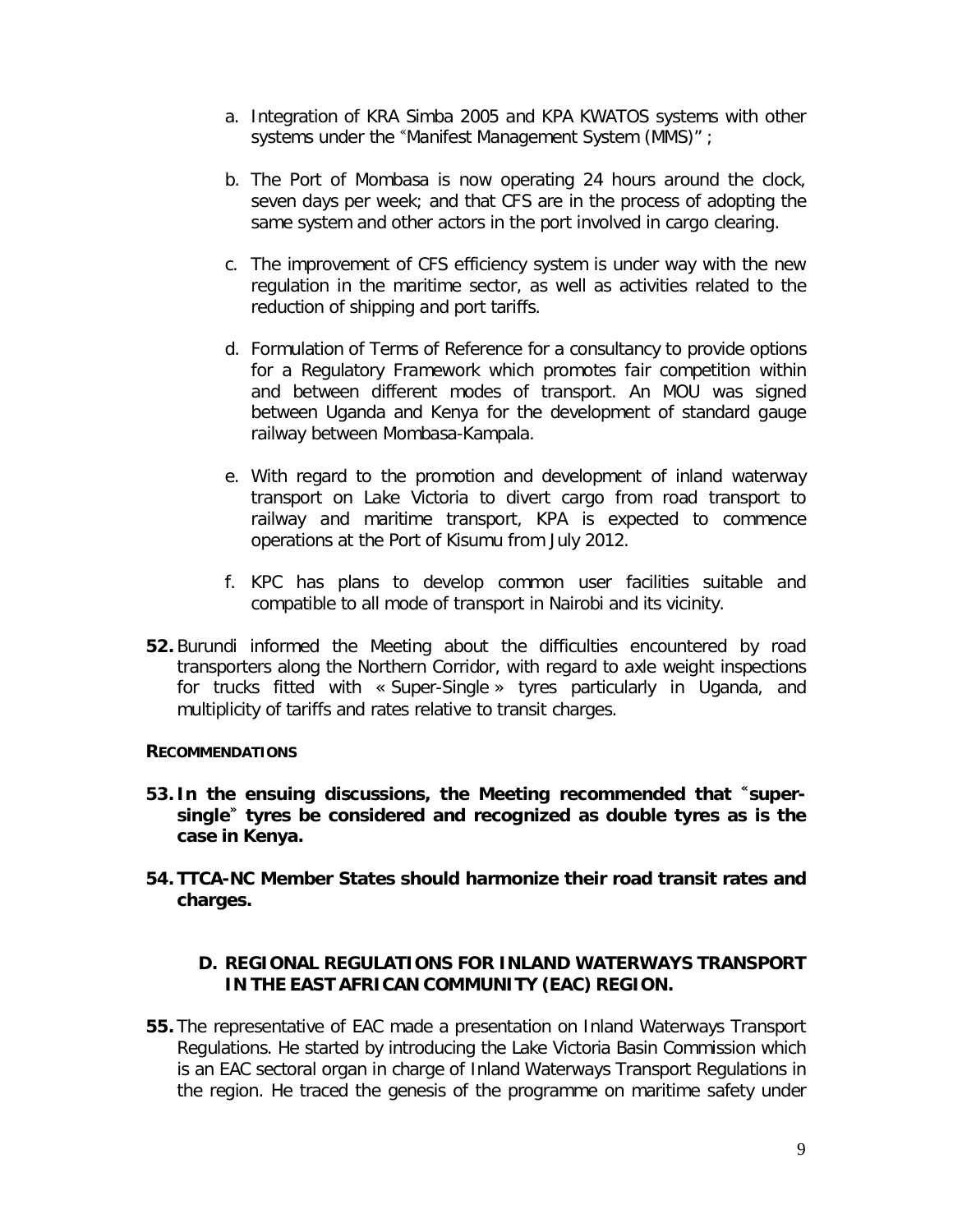a. Integration of KRA Simba 2005 and KPA KWATOS systems with other systems under the "Manifest Management System (MMS)" ;

b. The Port of Mombasa is now operating 24 hours around the clock, seven days per week; and that CFS are in the process of adopting the same system and other actors in the port involved in cargo clearing.

c. The improvement of CFS efficiency system is under way with the new regulation in the maritime sector, as well as activities related to the reduction of shipping and port tariffs.

d. Formulation of Terms of Reference for a consultancy to provide options for a Regulatory Framework which promotes fair competition within and between different modes of transport. An MOU was signed between Uganda and Kenya for the development of standard gauge railway between Mombasa-Kampala.

e. With regard to the promotion and development of inland waterway transport on Lake Victoria to divert cargo from road transport to railway and maritime transport, KPA is expected to commence operations at the Port of Kisumu from July 2012.

f. KPC has plans to develop common user facilities suitable and compatible to all mode of transport in Nairobi and its vicinity.

**52.** Burundi informed the Meeting about the difficulties encountered by road transporters along the Northern Corridor, with regard to axle weight inspections for trucks fitted with « Super-Single » tyres particularly in Uganda, and multiplicity of tariffs and rates relative to transit charges.

**RECOMMENDATIONS**

**53. In the ensuing discussions, the Meeting recommended that "super-single" tyres be considered and recognized as double tyres as is the case in Kenya.**

**54. TTCA-NC Member States should harmonize their road transit rates and charges.**

### D. REGIONAL REGULATIONS FOR INLAND WATERWAYS TRANSPORT IN THE EAST AFRICAN COMMUNITY (EAC) REGION.

**55.** The representative of EAC made a presentation on Inland Waterways Transport Regulations. He started by introducing the Lake Victoria Basin Commission which is an EAC sectoral organ in charge of Inland Waterways Transport Regulations in the region. He traced the genesis of the programme on maritime safety under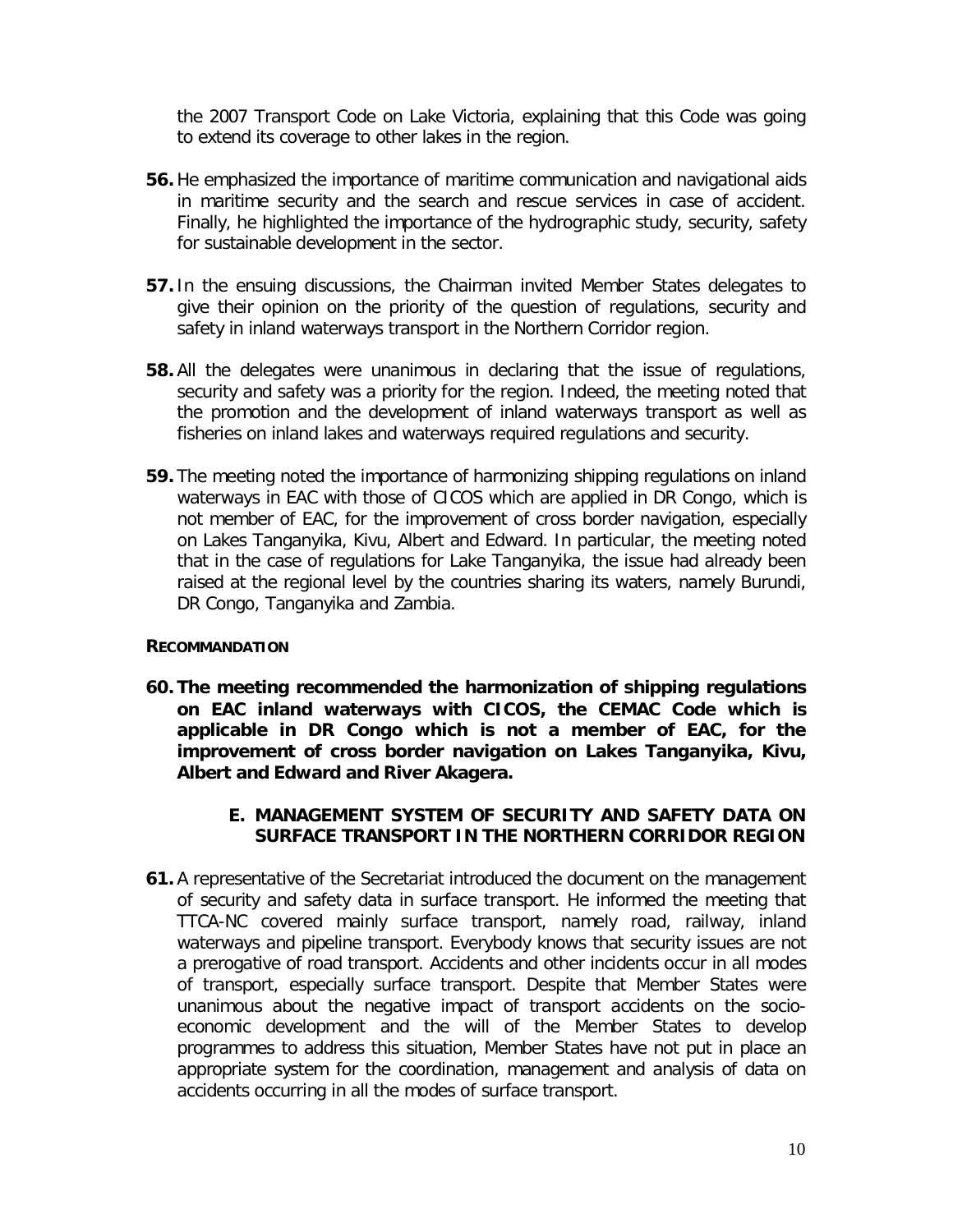the 2007 Transport Code on Lake Victoria, explaining that this Code was going to extend its coverage to other lakes in the region.

**56.** He emphasized the importance of maritime communication and navigational aids in maritime security and the search and rescue services in case of accident. Finally, he highlighted the importance of the hydrographic study, security, safety for sustainable development in the sector.

**57.** In the ensuing discussions, the Chairman invited Member States delegates to give their opinion on the priority of the question of regulations, security and safety in inland waterways transport in the Northern Corridor region.

**58.** All the delegates were unanimous in declaring that the issue of regulations, security and safety was a priority for the region. Indeed, the meeting noted that the promotion and the development of inland waterways transport as well as fisheries on inland lakes and waterways required regulations and security.

**59.** The meeting noted the importance of harmonizing shipping regulations on inland waterways in EAC with those of CICOS which are applied in DR Congo, which is not member of EAC, for the improvement of cross border navigation, especially on Lakes Tanganyika, Kivu, Albert and Edward. In particular, the meeting noted that in the case of regulations for Lake Tanganyika, the issue had already been raised at the regional level by the countries sharing its waters, namely Burundi, DR Congo, Tanganyika and Zambia.

**RECOMMANDATION**

**60. The meeting recommended the harmonization of shipping regulations on EAC inland waterways with CICOS, the CEMAC Code which is applicable in DR Congo which is not a member of EAC, for the improvement of cross border navigation on Lakes Tanganyika, Kivu, Albert and Edward and River Akagera.**

### E. MANAGEMENT SYSTEM OF SECURITY AND SAFETY DATA ON SURFACE TRANSPORT IN THE NORTHERN CORRIDOR REGION

**61.** A representative of the Secretariat introduced the document on the management of security and safety data in surface transport. He informed the meeting that TTCA-NC covered mainly surface transport, namely road, railway, inland waterways and pipeline transport. Everybody knows that security issues are not a prerogative of road transport. Accidents and other incidents occur in all modes of transport, especially surface transport. Despite that Member States were unanimous about the negative impact of transport accidents on the socio-economic development and the will of the Member States to develop programmes to address this situation, Member States have not put in place an appropriate system for the coordination, management and analysis of data on accidents occurring in all the modes of surface transport.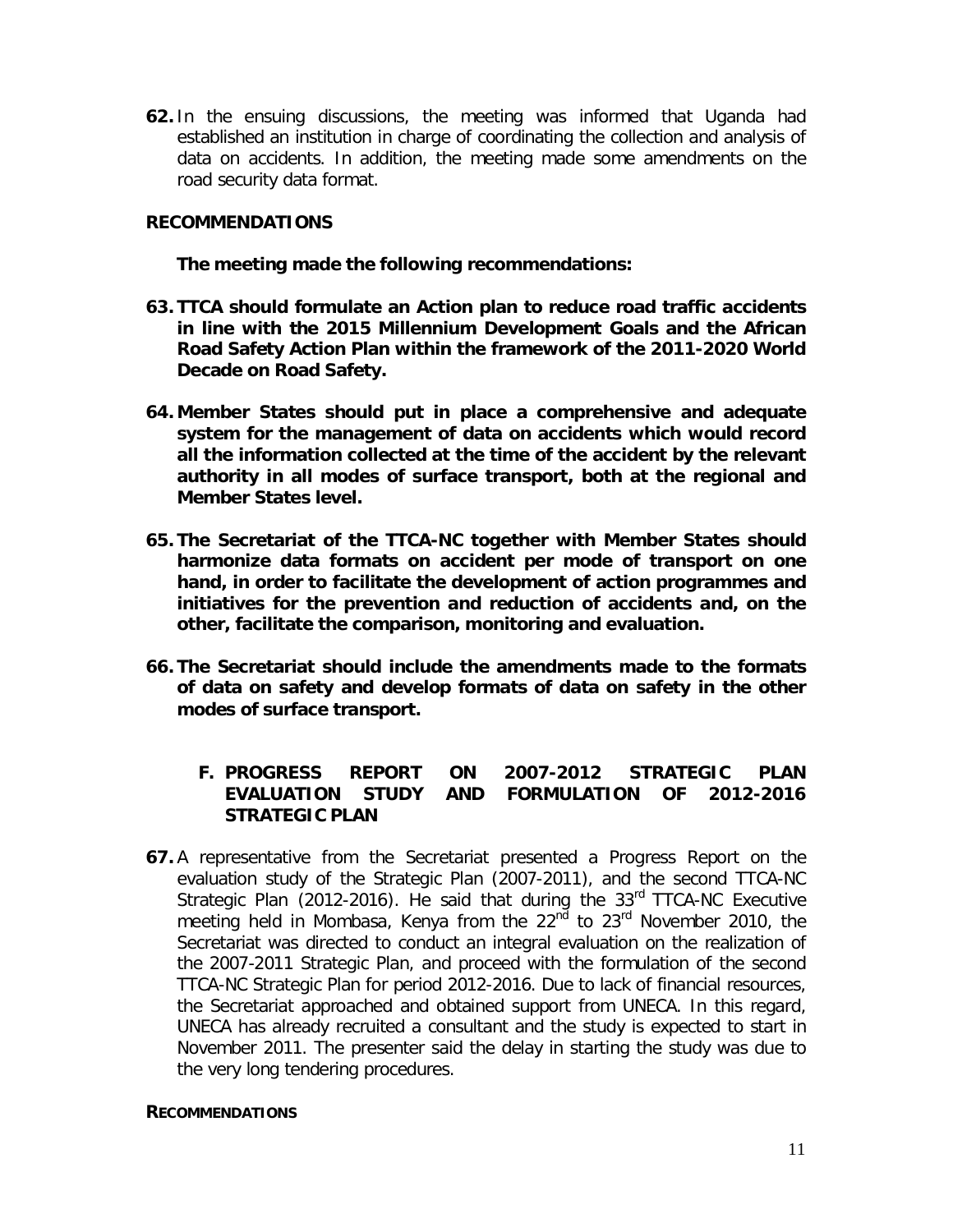**62.** In the ensuing discussions, the meeting was informed that Uganda had established an institution in charge of coordinating the collection and analysis of data on accidents. In addition, the meeting made some amendments on the road security data format.

**RECOMMENDATIONS**

**The meeting made the following recommendations:**

**63. TTCA should formulate an Action plan to reduce road traffic accidents in line with the 2015 Millennium Development Goals and the African Road Safety Action Plan within the framework of the 2011-2020 World Decade on Road Safety.**

**64. Member States should put in place a comprehensive and adequate system for the management of data on accidents which would record all the information collected at the time of the accident by the relevant authority in all modes of surface transport, both at the regional and Member States level.**

**65. The Secretariat of the TTCA-NC together with Member States should harmonize data formats on accident per mode of transport on one hand, in order to facilitate the development of action programmes and initiatives for the prevention and reduction of accidents and, on the other, facilitate the comparison, monitoring and evaluation.**

**66. The Secretariat should include the amendments made to the formats of data on safety and develop formats of data on safety in the other modes of surface transport.**

## F. PROGRESS REPORT ON 2007-2012 STRATEGIC PLAN EVALUATION STUDY AND FORMULATION OF 2012-2016 STRATEGIC PLAN

**67.** A representative from the Secretariat presented a Progress Report on the evaluation study of the Strategic Plan (2007-2011), and the second TTCA-NC Strategic Plan (2012-2016). He said that during the 33rd TTCA-NC Executive meeting held in Mombasa, Kenya from the 22nd to 23rd November 2010, the Secretariat was directed to conduct an integral evaluation on the realization of the 2007-2011 Strategic Plan, and proceed with the formulation of the second TTCA-NC Strategic Plan for period 2012-2016. Due to lack of financial resources, the Secretariat approached and obtained support from UNECA. In this regard, UNECA has already recruited a consultant and the study is expected to start in November 2011. The presenter said the delay in starting the study was due to the very long tendering procedures.

**RECOMMENDATIONS**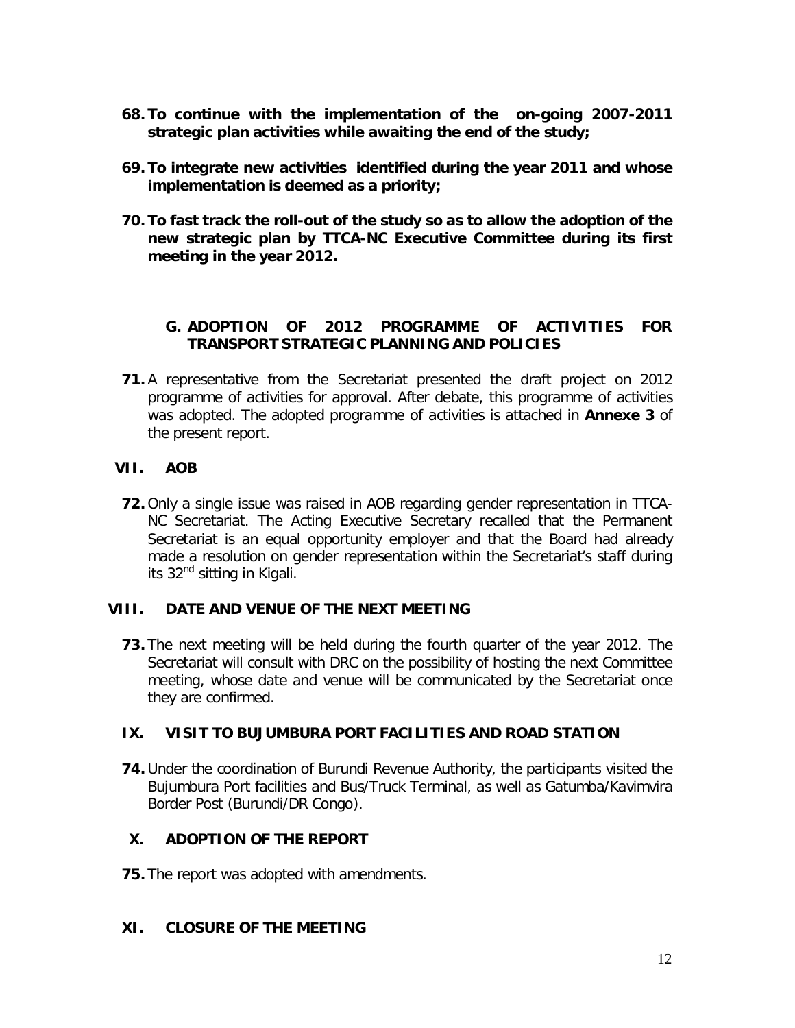**68. To continue with the implementation of the on-going 2007-2011 strategic plan activities while awaiting the end of the study;**

**69. To integrate new activities identified during the year 2011 and whose implementation is deemed as a priority;**

**70. To fast track the roll-out of the study so as to allow the adoption of the new strategic plan by TTCA-NC Executive Committee during its first meeting in the year 2012.**

### G. ADOPTION OF 2012 PROGRAMME OF ACTIVITIES FOR TRANSPORT STRATEGIC PLANNING AND POLICIES

**71.** A representative from the Secretariat presented the draft project on 2012 programme of activities for approval. After debate, this programme of activities was adopted. The adopted programme of activities is attached in **Annexe 3** of the present report.

## VII. AOB

**72.** Only a single issue was raised in AOB regarding gender representation in TTCA-NC Secretariat. The Acting Executive Secretary recalled that the Permanent Secretariat is an equal opportunity employer and that the Board had already made a resolution on gender representation within the Secretariat's staff during its 32nd sitting in Kigali.

## VIII. DATE AND VENUE OF THE NEXT MEETING

**73.** The next meeting will be held during the fourth quarter of the year 2012. The Secretariat will consult with DRC on the possibility of hosting the next Committee meeting, whose date and venue will be communicated by the Secretariat once they are confirmed.

## IX. VISIT TO BUJUMBURA PORT FACILITIES AND ROAD STATION

**74.** Under the coordination of Burundi Revenue Authority, the participants visited the Bujumbura Port facilities and Bus/Truck Terminal, as well as Gatumba/Kavimvira Border Post (Burundi/DR Congo).

## X. ADOPTION OF THE REPORT

**75.** The report was adopted with amendments.

## XI. CLOSURE OF THE MEETING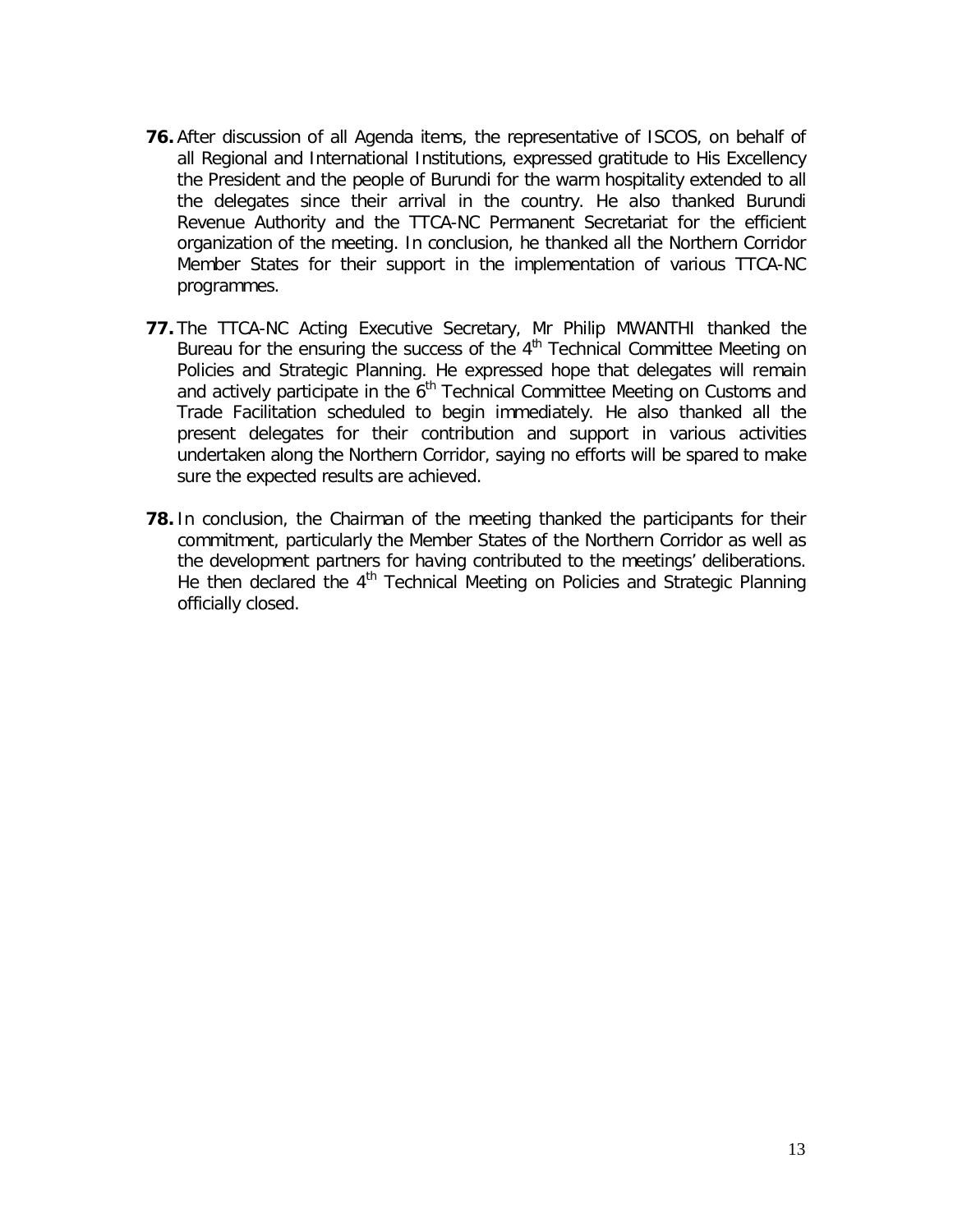**76.** After discussion of all Agenda items, the representative of ISCOS, on behalf of all Regional and International Institutions, expressed gratitude to His Excellency the President and the people of Burundi for the warm hospitality extended to all the delegates since their arrival in the country. He also thanked Burundi Revenue Authority and the TTCA-NC Permanent Secretariat for the efficient organization of the meeting. In conclusion, he thanked all the Northern Corridor Member States for their support in the implementation of various TTCA-NC programmes.

**77.** The TTCA-NC Acting Executive Secretary, Mr Philip MWANTHI thanked the Bureau for the ensuring the success of the 4th Technical Committee Meeting on Policies and Strategic Planning. He expressed hope that delegates will remain and actively participate in the 6th Technical Committee Meeting on Customs and Trade Facilitation scheduled to begin immediately. He also thanked all the present delegates for their contribution and support in various activities undertaken along the Northern Corridor, saying no efforts will be spared to make sure the expected results are achieved.

**78.** In conclusion, the Chairman of the meeting thanked the participants for their commitment, particularly the Member States of the Northern Corridor as well as the development partners for having contributed to the meetings' deliberations. He then declared the 4th Technical Meeting on Policies and Strategic Planning officially closed.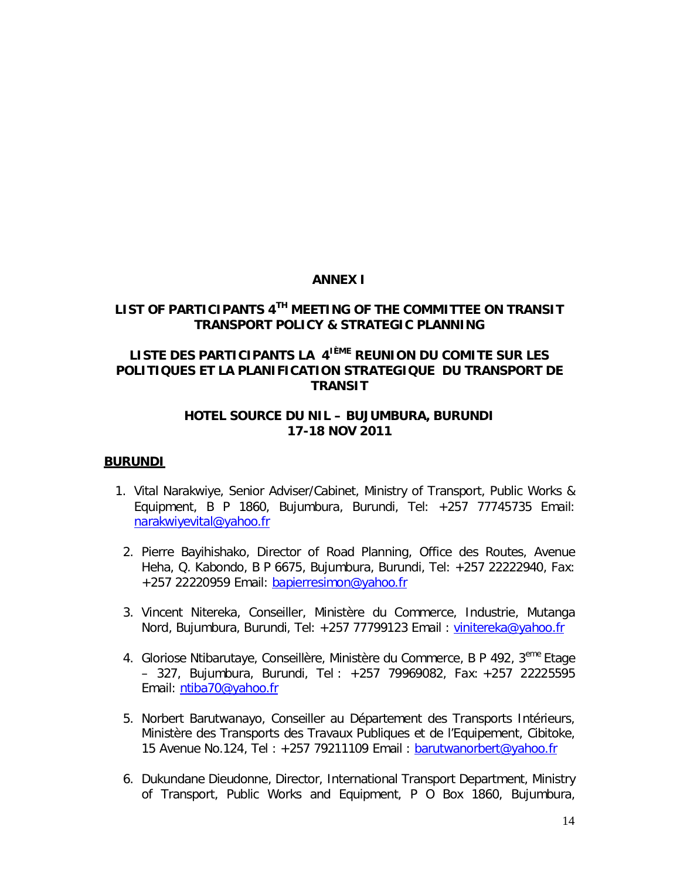**ANNEX I**

**LIST OF PARTICIPANTS 4TH MEETING OF THE COMMITTEE ON TRANSIT TRANSPORT POLICY & STRATEGIC PLANNING**

**LISTE DES PARTICIPANTS LA 4IÈME REUNION DU COMITE SUR LES POLITIQUES ET LA PLANIFICATION STRATEGIQUE DU TRANSPORT DE TRANSIT**

**HOTEL SOURCE DU NIL – BUJUMBURA, BURUNDI**
**17-18 NOV 2011**

**BURUNDI**

1. Vital Narakwiye, Senior Adviser/Cabinet, Ministry of Transport, Public Works & Equipment, B P 1860, Bujumbura, Burundi, Tel: +257 77745735 Email: narakwiyevital@yahoo.fr

2. Pierre Bayihishako, Director of Road Planning, Office des Routes, Avenue Heha, Q. Kabondo, B P 6675, Bujumbura, Burundi, Tel: +257 22222940, Fax: +257 22220959 Email: bapierresimon@yahoo.fr

3. Vincent Nitereka, Conseiller, Ministère du Commerce, Industrie, Mutanga Nord, Bujumbura, Burundi, Tel: +257 77799123 Email : vinitereka@yahoo.fr

4. Gloriose Ntibarutaye, Conseillère, Ministère du Commerce, B P 492, 3eme Etage – 327, Bujumbura, Burundi, Tel : +257 79969082, Fax: +257 22225595 Email: ntiba70@yahoo.fr

5. Norbert Barutwanayo, Conseiller au Département des Transports Intérieurs, Ministère des Transports des Travaux Publiques et de l'Equipement, Cibitoke, 15 Avenue No.124, Tel : +257 79211109 Email : barutwanorbert@yahoo.fr

6. Dukundane Dieudonne, Director, International Transport Department, Ministry of Transport, Public Works and Equipment, P O Box 1860, Bujumbura,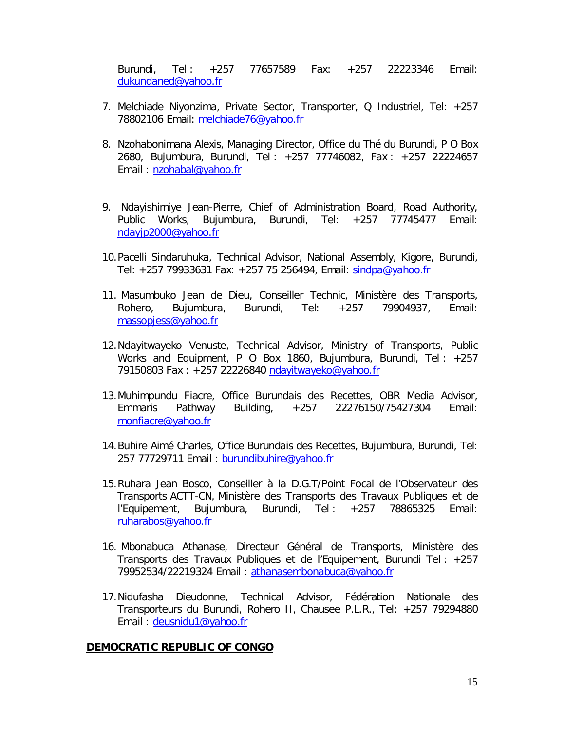Burundi, Tel : +257 77657589 Fax: +257 22223346 Email: dukundaned@yahoo.fr

7. Melchiade Niyonzima, Private Sector, Transporter, Q Industriel, Tel: +257 78802106 Email: melchiade76@yahoo.fr

8. Nzohabonimana Alexis, Managing Director, Office du Thé du Burundi, P O Box 2680, Bujumbura, Burundi, Tel : +257 77746082, Fax : +257 22224657 Email : nzohabal@yahoo.fr

9. Ndayishimiye Jean-Pierre, Chief of Administration Board, Road Authority, Public Works, Bujumbura, Burundi, Tel: +257 77745477 Email: ndayjp2000@yahoo.fr

10. Pacelli Sindaruhuka, Technical Advisor, National Assembly, Kigore, Burundi, Tel: +257 79933631 Fax: +257 75 256494, Email: sindpa@yahoo.fr

11. Masumbuko Jean de Dieu, Conseiller Technic, Ministère des Transports, Rohero, Bujumbura, Burundi, Tel: +257 79904937, Email: massopjess@yahoo.fr

12. Ndayitwayeko Venuste, Technical Advisor, Ministry of Transports, Public Works and Equipment, P O Box 1860, Bujumbura, Burundi, Tel : +257 79150803 Fax : +257 22226840 ndayitwayeko@yahoo.fr

13. Muhimpundu Fiacre, Office Burundais des Recettes, OBR Media Advisor, Emmaris Pathway Building, +257 22276150/75427304 Email: monfiacre@yahoo.fr

14. Buhire Aimé Charles, Office Burundais des Recettes, Bujumbura, Burundi, Tel: 257 77729711 Email : burundibuhire@yahoo.fr

15. Ruhara Jean Bosco, Conseiller à la D.G.T/Point Focal de l'Observateur des Transports ACTT-CN, Ministère des Transports des Travaux Publiques et de l'Equipement, Bujumbura, Burundi, Tel : +257 78865325 Email: ruharabos@yahoo.fr

16. Mbonabuca Athanase, Directeur Général de Transports, Ministère des Transports des Travaux Publiques et de l'Equipement, Burundi Tel : +257 79952534/22219324 Email : athanasembonabuca@yahoo.fr

17. Nidufasha Dieudonne, Technical Advisor, Fédération Nationale des Transporteurs du Burundi, Rohero II, Chausee P.L.R., Tel: +257 79294880 Email : deusnidu1@yahoo.fr

**DEMOCRATIC REPUBLIC OF CONGO**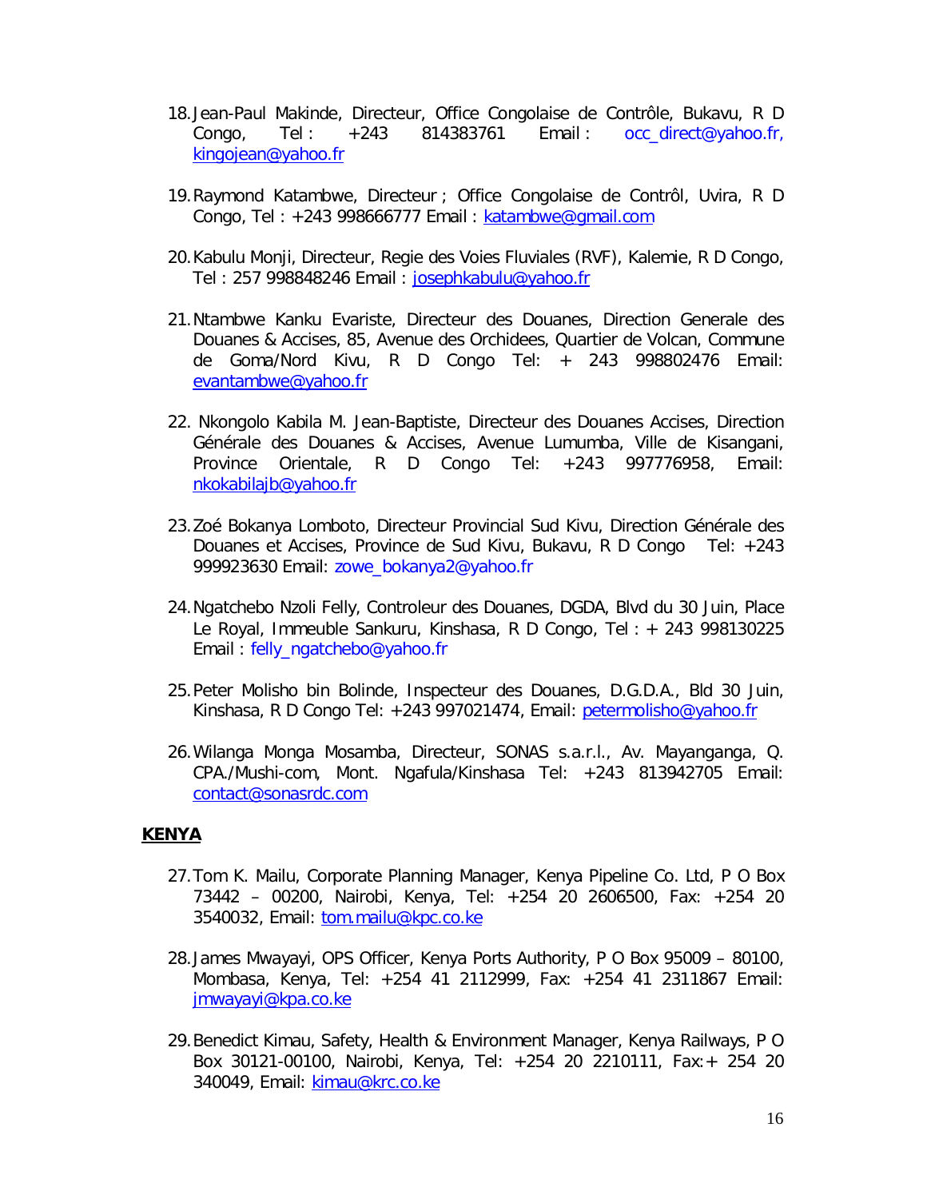18. Jean-Paul Makinde, Directeur, Office Congolaise de Contrôle, Bukavu, R D Congo, Tel : +243 814383761 Email : occ_direct@yahoo.fr, kingojean@yahoo.fr

19. Raymond Katambwe, Directeur ; Office Congolaise de Contrôl, Uvira, R D Congo, Tel : +243 998666777 Email : katambwe@gmail.com

20. Kabulu Monji, Directeur, Regie des Voies Fluviales (RVF), Kalemie, R D Congo, Tel : 257 998848246 Email : josephkabulu@yahoo.fr

21. Ntambwe Kanku Evariste, Directeur des Douanes, Direction Generale des Douanes & Accises, 85, Avenue des Orchidees, Quartier de Volcan, Commune de Goma/Nord Kivu, R D Congo Tel: + 243 998802476 Email: evantambwe@yahoo.fr

22. Nkongolo Kabila M. Jean-Baptiste, Directeur des Douanes Accises, Direction Générale des Douanes & Accises, Avenue Lumumba, Ville de Kisangani, Province Orientale, R D Congo Tel: +243 997776958, Email: nkokabilajb@yahoo.fr

23. Zoé Bokanya Lomboto, Directeur Provincial Sud Kivu, Direction Générale des Douanes et Accises, Province de Sud Kivu, Bukavu, R D Congo Tel: +243 999923630 Email: zowe_bokanya2@yahoo.fr

24. Ngatchebo Nzoli Felly, Controleur des Douanes, DGDA, Blvd du 30 Juin, Place Le Royal, Immeuble Sankuru, Kinshasa, R D Congo, Tel : + 243 998130225 Email : felly_ngatchebo@yahoo.fr

25. Peter Molisho bin Bolinde, Inspecteur des Douanes, D.G.D.A., Bld 30 Juin, Kinshasa, R D Congo Tel: +243 997021474, Email: petermolisho@yahoo.fr

26. Wilanga Monga Mosamba, Directeur, SONAS s.a.r.l., Av. Mayanganga, Q. CPA./Mushi-com, Mont. Ngafula/Kinshasa Tel: +243 813942705 Email: contact@sonasrdc.com

**KENYA**

27. Tom K. Mailu, Corporate Planning Manager, Kenya Pipeline Co. Ltd, P O Box 73442 – 00200, Nairobi, Kenya, Tel: +254 20 2606500, Fax: +254 20 3540032, Email: tom.mailu@kpc.co.ke

28. James Mwayayi, OPS Officer, Kenya Ports Authority, P O Box 95009 – 80100, Mombasa, Kenya, Tel: +254 41 2112999, Fax: +254 41 2311867 Email: jmwayayi@kpa.co.ke

29. Benedict Kimau, Safety, Health & Environment Manager, Kenya Railways, P O Box 30121-00100, Nairobi, Kenya, Tel: +254 20 2210111, Fax:+ 254 20 340049, Email: kimau@krc.co.ke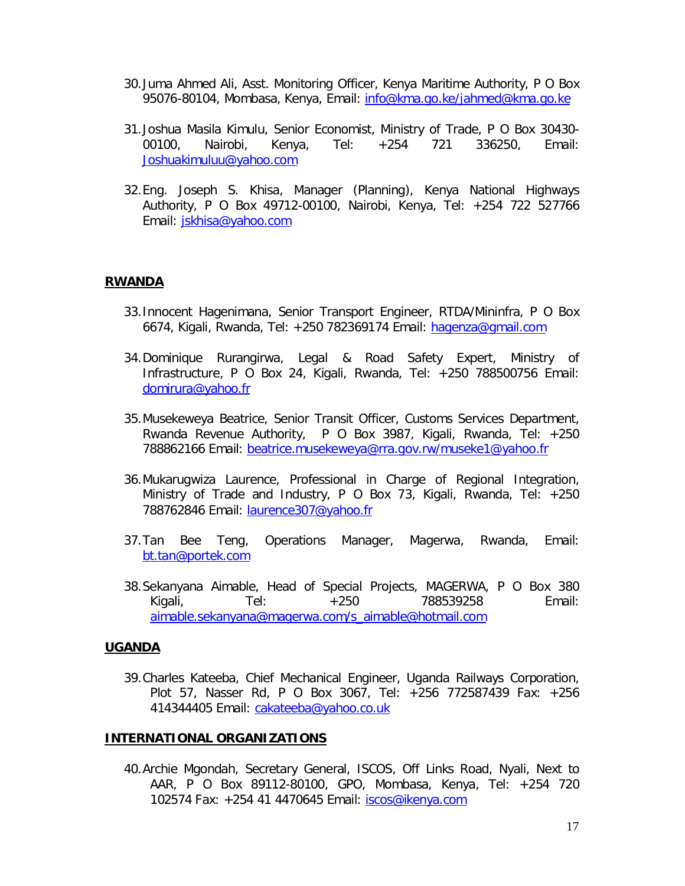30. Juma Ahmed Ali, Asst. Monitoring Officer, Kenya Maritime Authority, P O Box 95076-80104, Mombasa, Kenya, Email: info@kma.go.ke/jahmed@kma.go.ke

31. Joshua Masila Kimulu, Senior Economist, Ministry of Trade, P O Box 30430-00100, Nairobi, Kenya, Tel: +254 721 336250, Email: Joshuakimuluu@yahoo.com

32. Eng. Joseph S. Khisa, Manager (Planning), Kenya National Highways Authority, P O Box 49712-00100, Nairobi, Kenya, Tel: +254 722 527766 Email: jskhisa@yahoo.com

**RWANDA**

33. Innocent Hagenimana, Senior Transport Engineer, RTDA/Mininfra, P O Box 6674, Kigali, Rwanda, Tel: +250 782369174 Email: hagenza@gmail.com

34. Dominique Rurangirwa, Legal & Road Safety Expert, Ministry of Infrastructure, P O Box 24, Kigali, Rwanda, Tel: +250 788500756 Email: domirura@yahoo.fr

35. Musekeweya Beatrice, Senior Transit Officer, Customs Services Department, Rwanda Revenue Authority, P O Box 3987, Kigali, Rwanda, Tel: +250 788862166 Email: beatrice.musekeweya@rra.gov.rw/museke1@yahoo.fr

36. Mukarugwiza Laurence, Professional in Charge of Regional Integration, Ministry of Trade and Industry, P O Box 73, Kigali, Rwanda, Tel: +250 788762846 Email: laurence307@yahoo.fr

37. Tan Bee Teng, Operations Manager, Magerwa, Rwanda, Email: bt.tan@portek.com

38. Sekanyana Aimable, Head of Special Projects, MAGERWA, P O Box 380 Kigali, Tel: +250 788539258 Email: aimable.sekanyana@magerwa.com/s_aimable@hotmail.com

**UGANDA**

39. Charles Kateeba, Chief Mechanical Engineer, Uganda Railways Corporation, Plot 57, Nasser Rd, P O Box 3067, Tel: +256 772587439 Fax: +256 414344405 Email: cakateeba@yahoo.co.uk

**INTERNATIONAL ORGANIZATIONS**

40. Archie Mgondah, Secretary General, ISCOS, Off Links Road, Nyali, Next to AAR, P O Box 89112-80100, GPO, Mombasa, Kenya, Tel: +254 720 102574 Fax: +254 41 4470645 Email: iscos@ikenya.com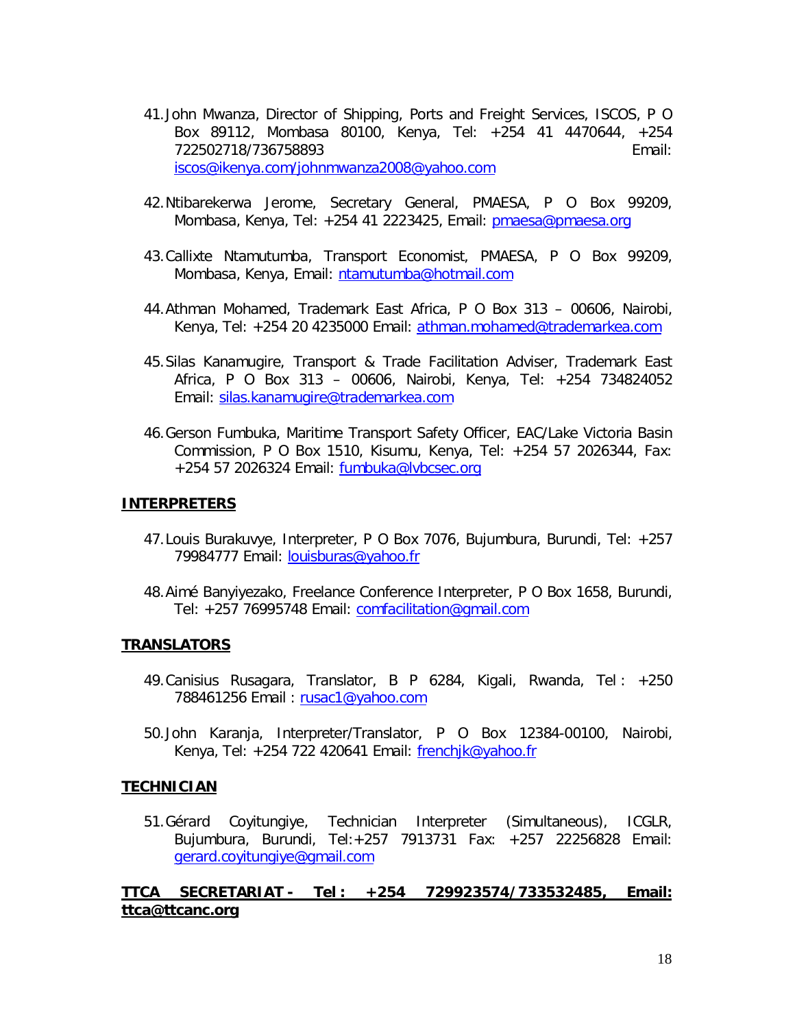41. John Mwanza, Director of Shipping, Ports and Freight Services, ISCOS, P O Box 89112, Mombasa 80100, Kenya, Tel: +254 41 4470644, +254 722502718/736758893 Email: iscos@ikenya.com/johnmwanza2008@yahoo.com

42. Ntibarekerwa Jerome, Secretary General, PMAESA, P O Box 99209, Mombasa, Kenya, Tel: +254 41 2223425, Email: pmaesa@pmaesa.org

43. Callixte Ntamutumba, Transport Economist, PMAESA, P O Box 99209, Mombasa, Kenya, Email: ntamutumba@hotmail.com

44. Athman Mohamed, Trademark East Africa, P O Box 313 – 00606, Nairobi, Kenya, Tel: +254 20 4235000 Email: athman.mohamed@trademarkea.com

45. Silas Kanamugire, Transport & Trade Facilitation Adviser, Trademark East Africa, P O Box 313 – 00606, Nairobi, Kenya, Tel: +254 734824052 Email: silas.kanamugire@trademarkea.com

46. Gerson Fumbuka, Maritime Transport Safety Officer, EAC/Lake Victoria Basin Commission, P O Box 1510, Kisumu, Kenya, Tel: +254 57 2026344, Fax: +254 57 2026324 Email: fumbuka@lvbcsec.org

**INTERPRETERS**

47. Louis Burakuvye, Interpreter, P O Box 7076, Bujumbura, Burundi, Tel: +257 79984777 Email: louisburas@yahoo.fr

48. Aimé Banyiyezako, Freelance Conference Interpreter, P O Box 1658, Burundi, Tel: +257 76995748 Email: comfacilitation@gmail.com

**TRANSLATORS**

49. Canisius Rusagara, Translator, B P 6284, Kigali, Rwanda, Tel : +250 788461256 Email : rusac1@yahoo.com

50. John Karanja, Interpreter/Translator, P O Box 12384-00100, Nairobi, Kenya, Tel: +254 722 420641 Email: frenchjk@yahoo.fr

**TECHNICIAN**

51. Gérard Coyitungiye, Technician Interpreter (Simultaneous), ICGLR, Bujumbura, Burundi, Tel:+257 7913731 Fax: +257 22256828 Email: gerard.coyitungiye@gmail.com

**TTCA SECRETARIAT - Tel : +254 729923574/733532485, Email: ttca@ttcanc.org**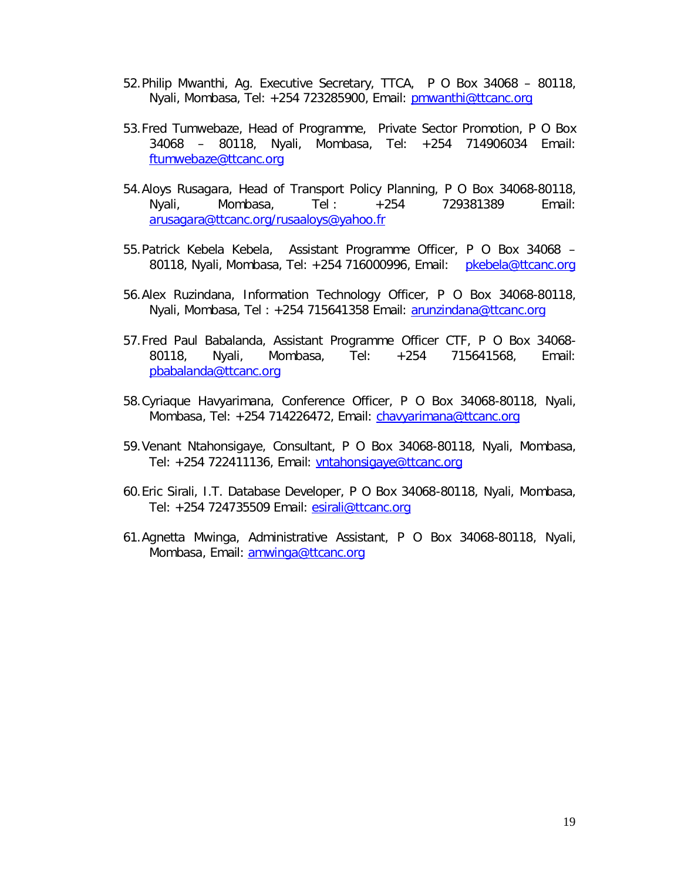52. Philip Mwanthi, Ag. Executive Secretary, TTCA, P O Box 34068 – 80118, Nyali, Mombasa, Tel: +254 723285900, Email: pmwanthi@ttcanc.org

53. Fred Tumwebaze, Head of Programme, Private Sector Promotion, P O Box 34068 – 80118, Nyali, Mombasa, Tel: +254 714906034 Email: ftumwebaze@ttcanc.org

54. Aloys Rusagara, Head of Transport Policy Planning, P O Box 34068-80118, Nyali, Mombasa, Tel : +254 729381389 Email: arusagara@ttcanc.org/rusaaloys@yahoo.fr

55. Patrick Kebela Kebela, Assistant Programme Officer, P O Box 34068 – 80118, Nyali, Mombasa, Tel: +254 716000996, Email: pkebela@ttcanc.org

56. Alex Ruzindana, Information Technology Officer, P O Box 34068-80118, Nyali, Mombasa, Tel : +254 715641358 Email: arunzindana@ttcanc.org

57. Fred Paul Babalanda, Assistant Programme Officer CTF, P O Box 34068-80118, Nyali, Mombasa, Tel: +254 715641568, Email: pbabalanda@ttcanc.org

58. Cyriaque Havyarimana, Conference Officer, P O Box 34068-80118, Nyali, Mombasa, Tel: +254 714226472, Email: chavyarimana@ttcanc.org

59. Venant Ntahonsigaye, Consultant, P O Box 34068-80118, Nyali, Mombasa, Tel: +254 722411136, Email: vntahonsigaye@ttcanc.org

60. Eric Sirali, I.T. Database Developer, P O Box 34068-80118, Nyali, Mombasa, Tel: +254 724735509 Email: esirali@ttcanc.org

61. Agnetta Mwinga, Administrative Assistant, P O Box 34068-80118, Nyali, Mombasa, Email: amwinga@ttcanc.org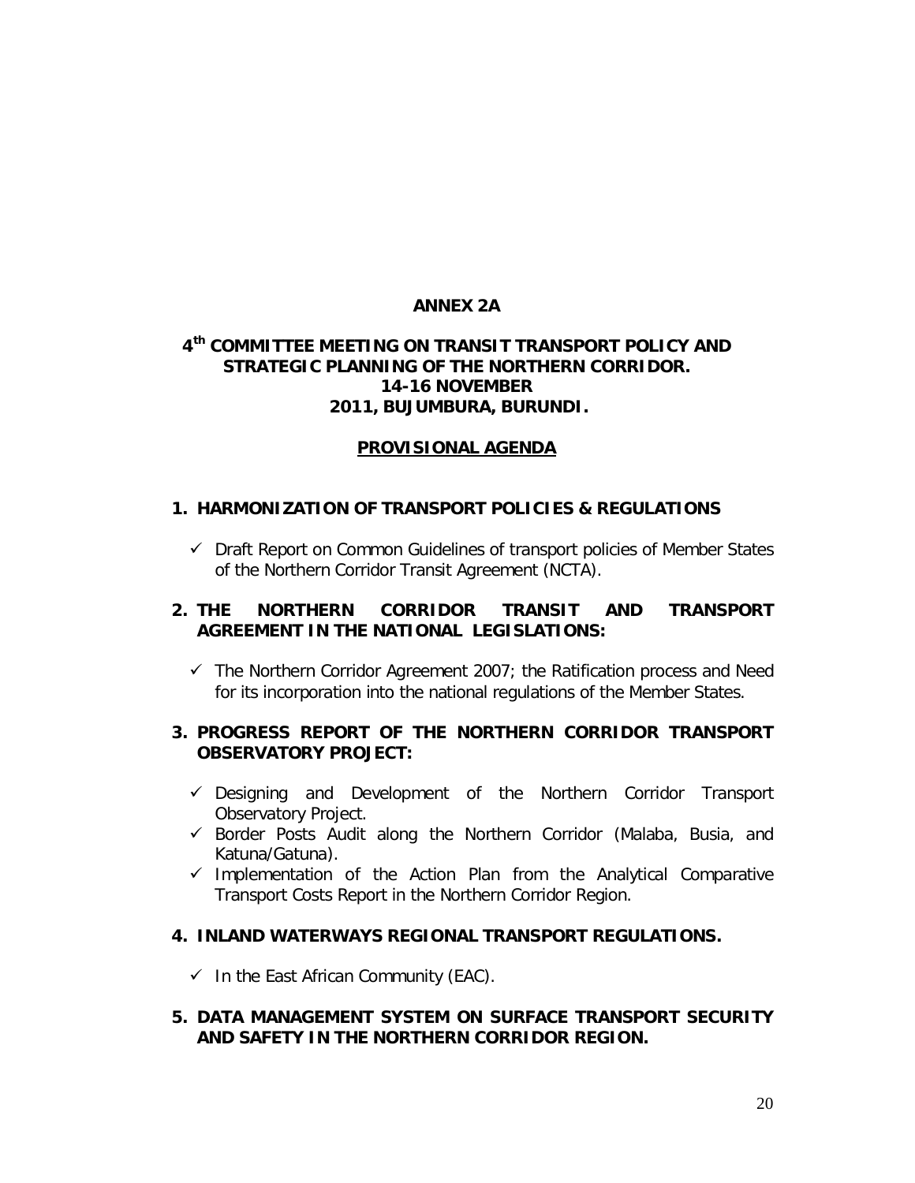**ANNEX 2A**

**4th COMMITTEE MEETING ON TRANSIT TRANSPORT POLICY AND STRATEGIC PLANNING OF THE NORTHERN CORRIDOR. 14-16 NOVEMBER 2011, BUJUMBURA, BURUNDI.**

**PROVISIONAL AGENDA**

**1. HARMONIZATION OF TRANSPORT POLICIES & REGULATIONS**

- ✓ Draft Report on Common Guidelines of transport policies of Member States of the Northern Corridor Transit Agreement (NCTA).

**2. THE NORTHERN CORRIDOR TRANSIT AND TRANSPORT AGREEMENT IN THE NATIONAL LEGISLATIONS:**

- ✓ The Northern Corridor Agreement 2007; the Ratification process and Need for its incorporation into the national regulations of the Member States.

**3. PROGRESS REPORT OF THE NORTHERN CORRIDOR TRANSPORT OBSERVATORY PROJECT:**

- ✓ Designing and Development of the Northern Corridor Transport Observatory Project.
- ✓ Border Posts Audit along the Northern Corridor (Malaba, Busia, and Katuna/Gatuna).
- ✓ Implementation of the Action Plan from the Analytical Comparative Transport Costs Report in the Northern Corridor Region.

**4. INLAND WATERWAYS REGIONAL TRANSPORT REGULATIONS.**

- ✓ In the East African Community (EAC).

**5. DATA MANAGEMENT SYSTEM ON SURFACE TRANSPORT SECURITY AND SAFETY IN THE NORTHERN CORRIDOR REGION.**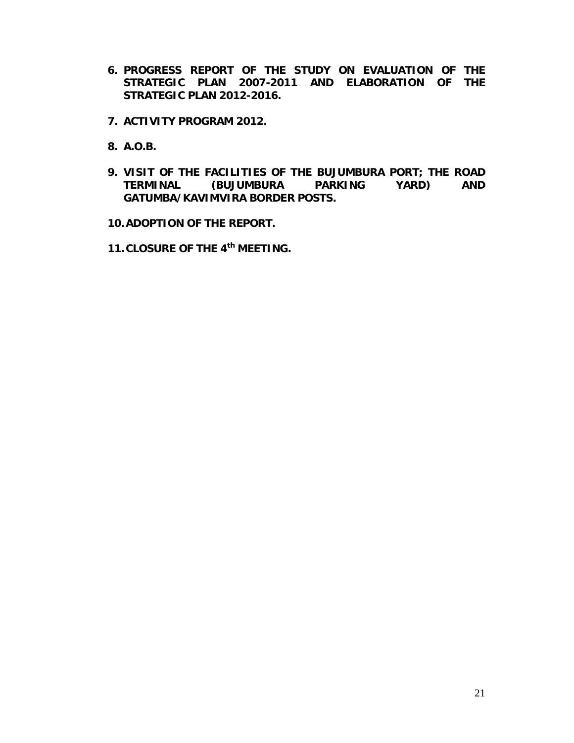6. **PROGRESS REPORT OF THE STUDY ON EVALUATION OF THE STRATEGIC PLAN 2007-2011 AND ELABORATION OF THE STRATEGIC PLAN 2012-2016.**

7. **ACTIVITY PROGRAM 2012.**

8. **A.O.B.**

9. **VISIT OF THE FACILITIES OF THE BUJUMBURA PORT; THE ROAD TERMINAL (BUJUMBURA PARKING YARD) AND GATUMBA/KAVIMVIRA BORDER POSTS.**

10. **ADOPTION OF THE REPORT.**

11. **CLOSURE OF THE 4th MEETING.**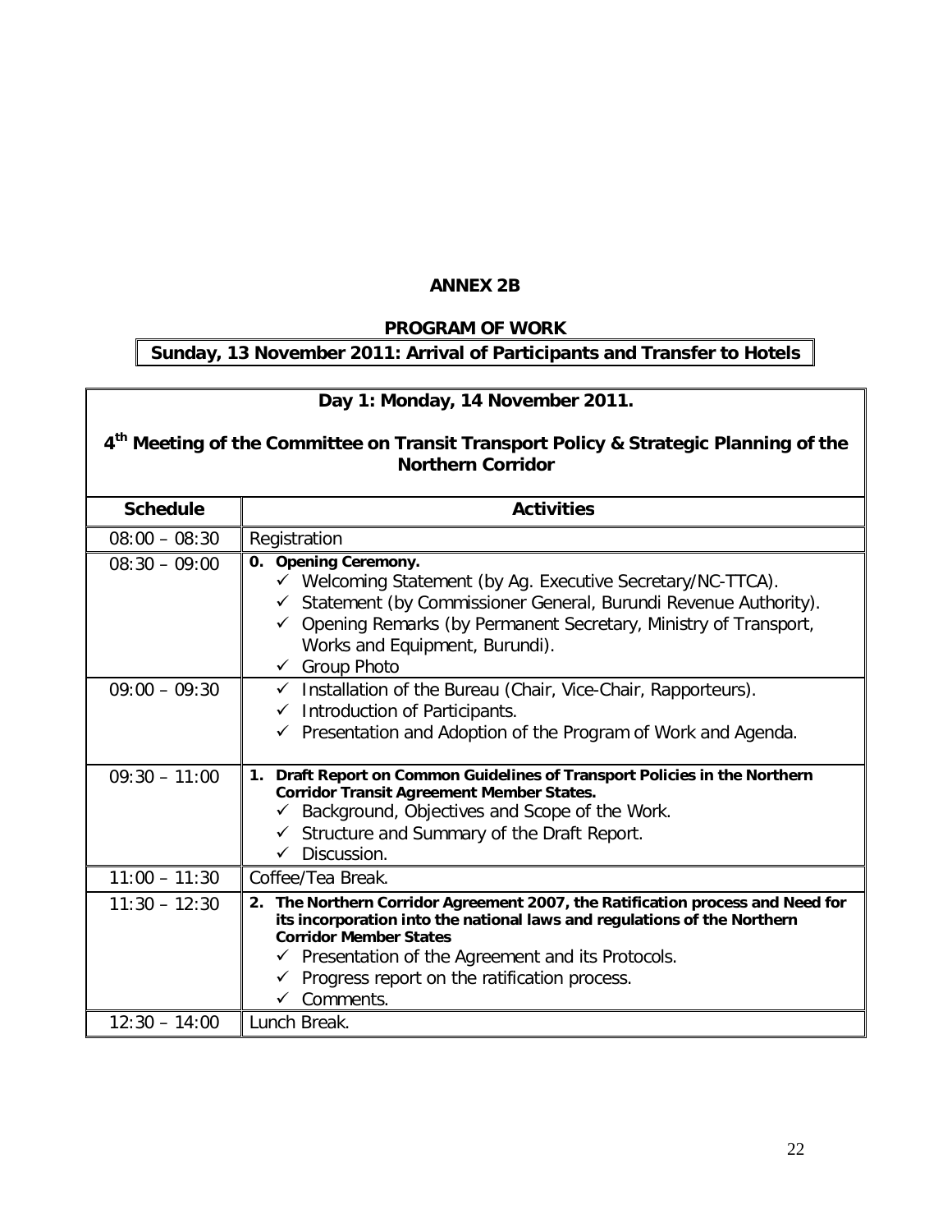**ANNEX 2B**

**PROGRAM OF WORK**

**Sunday, 13 November 2011: Arrival of Participants and Transfer to Hotels**

**Day 1: Monday, 14 November 2011.**

**4th Meeting of the Committee on Transit Transport Policy & Strategic Planning of the Northern Corridor**

| Schedule | Activities |
|---|---|
| 08:00 – 08:30 | Registration |
| 08:30 – 09:00 | **0. Opening Ceremony.**<br>✓ Welcoming Statement (by Ag. Executive Secretary/NC-TTCA).<br>✓ Statement (by Commissioner General, Burundi Revenue Authority).<br>✓ Opening Remarks (by Permanent Secretary, Ministry of Transport, Works and Equipment, Burundi).<br>✓ Group Photo |
| 09:00 – 09:30 | ✓ Installation of the Bureau (Chair, Vice-Chair, Rapporteurs).<br>✓ Introduction of Participants.<br>✓ Presentation and Adoption of the Program of Work and Agenda. |
| 09:30 – 11:00 | **1. Draft Report on Common Guidelines of Transport Policies in the Northern Corridor Transit Agreement Member States.**<br>✓ Background, Objectives and Scope of the Work.<br>✓ Structure and Summary of the Draft Report.<br>✓ Discussion. |
| 11:00 – 11:30 | Coffee/Tea Break. |
| 11:30 – 12:30 | **2. The Northern Corridor Agreement 2007, the Ratification process and Need for its incorporation into the national laws and regulations of the Northern Corridor Member States**<br>✓ Presentation of the Agreement and its Protocols.<br>✓ Progress report on the ratification process.<br>✓ Comments. |
| 12:30 – 14:00 | Lunch Break. |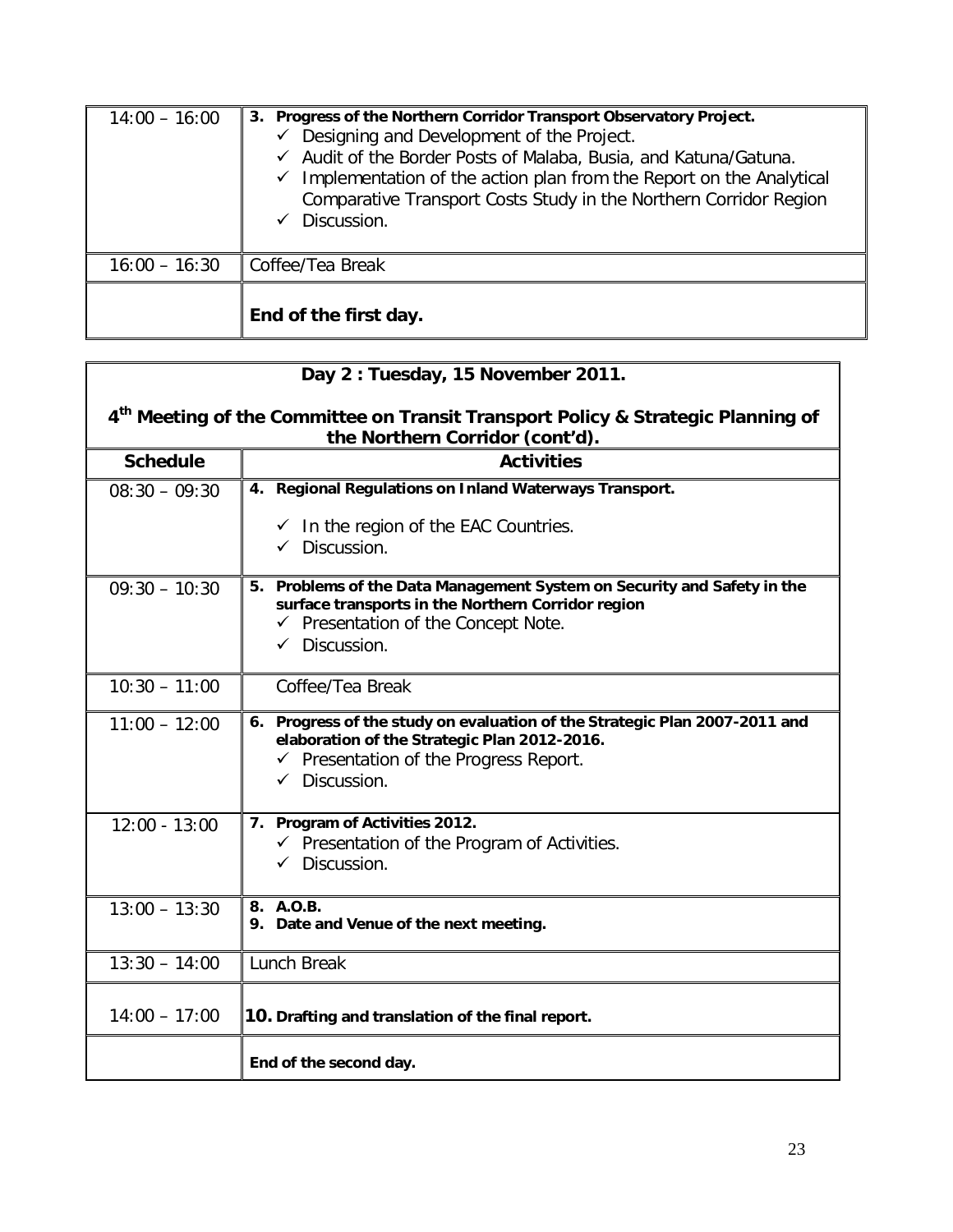| | |
|---|---|
| 14:00 – 16:00 | **3. Progress of the Northern Corridor Transport Observatory Project.**<br>✓ Designing and Development of the Project.<br>✓ Audit of the Border Posts of Malaba, Busia, and Katuna/Gatuna.<br>✓ Implementation of the action plan from the Report on the Analytical Comparative Transport Costs Study in the Northern Corridor Region<br>✓ Discussion. |
| 16:00 – 16:30 | Coffee/Tea Break |
| | **End of the first day.** |

| **Day 2 : Tuesday, 15 November 2011.**<br><br>**4th Meeting of the Committee on Transit Transport Policy & Strategic Planning of the Northern Corridor (cont'd).** | |
|---|---|
| **Schedule** | **Activities** |
| 08:30 – 09:30 | **4. Regional Regulations on Inland Waterways Transport.**<br>✓ In the region of the EAC Countries.<br>✓ Discussion. |
| 09:30 – 10:30 | **5. Problems of the Data Management System on Security and Safety in the surface transports in the Northern Corridor region**<br>✓ Presentation of the Concept Note.<br>✓ Discussion. |
| 10:30 – 11:00 | Coffee/Tea Break |
| 11:00 – 12:00 | **6. Progress of the study on evaluation of the Strategic Plan 2007-2011 and elaboration of the Strategic Plan 2012-2016.**<br>✓ Presentation of the Progress Report.<br>✓ Discussion. |
| 12:00 - 13:00 | **7. Program of Activities 2012.**<br>✓ Presentation of the Program of Activities.<br>✓ Discussion. |
| 13:00 – 13:30 | **8. A.O.B.**<br>**9. Date and Venue of the next meeting.** |
| 13:30 – 14:00 | Lunch Break |
| 14:00 – 17:00 | **10. Drafting and translation of the final report.** |
| | **End of the second day.** |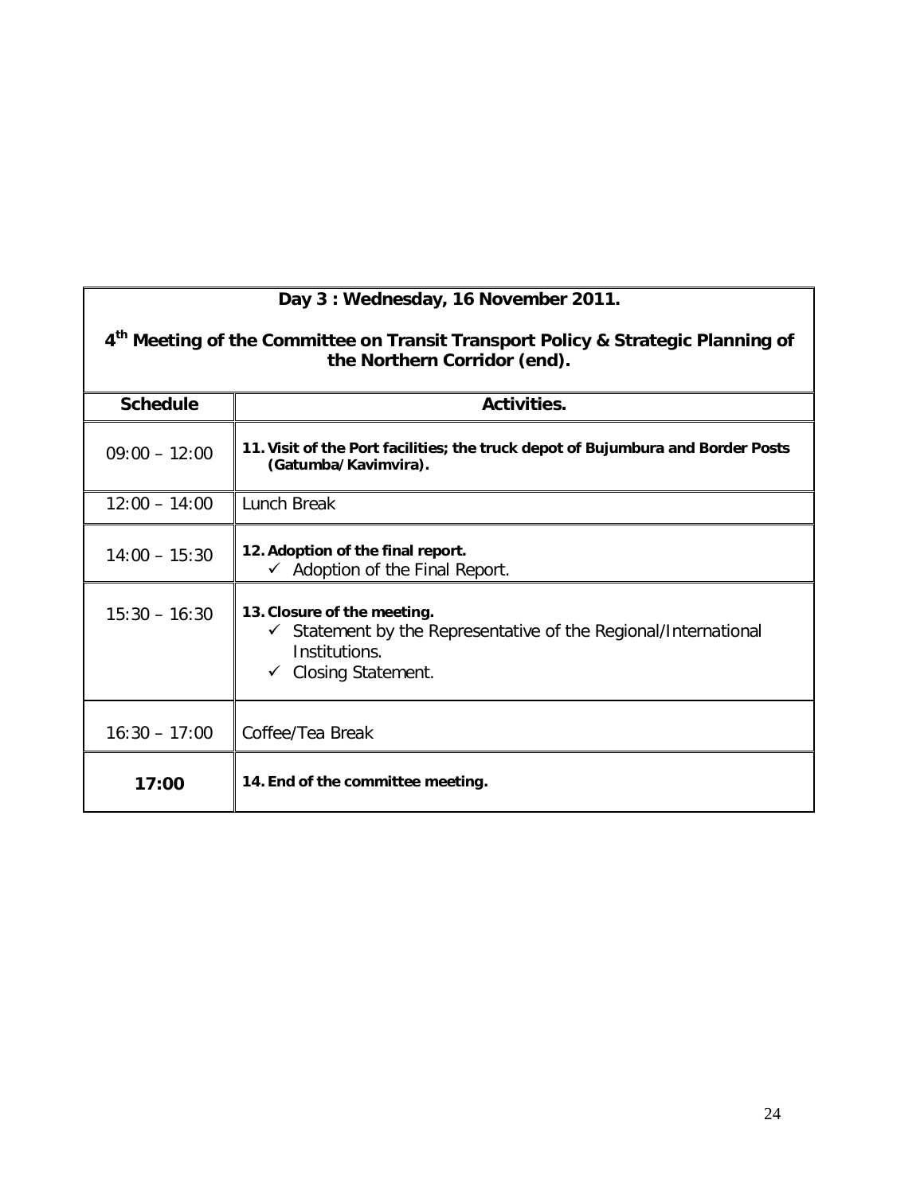| Day 3 : Wednesday, 16 November 2011.<br><br>4th Meeting of the Committee on Transit Transport Policy & Strategic Planning of the Northern Corridor (end). | |
|---|---|
| **Schedule** | **Activities.** |
| 09:00 – 12:00 | **11. Visit of the Port facilities; the truck depot of Bujumbura and Border Posts (Gatumba/Kavimvira).** |
| 12:00 – 14:00 | Lunch Break |
| 14:00 – 15:30 | **12. Adoption of the final report.**<br>✓ Adoption of the Final Report. |
| 15:30 – 16:30 | **13. Closure of the meeting.**<br>✓ Statement by the Representative of the Regional/International Institutions.<br>✓ Closing Statement. |
| 16:30 – 17:00 | Coffee/Tea Break |
| **17:00** | **14. End of the committee meeting.** |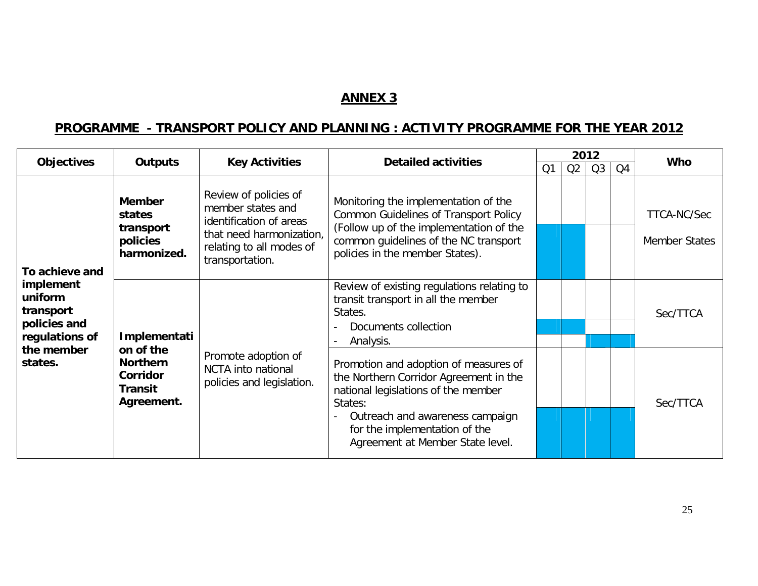# ANNEX 3

## PROGRAMME - TRANSPORT POLICY AND PLANNING : ACTIVITY PROGRAMME FOR THE YEAR 2012

| Objectives | Outputs | Key Activities | Detailed activities | 2012 | | | | Who |
|---|---|---|---|---|---|---|---|---|
| | | | | Q1 | Q2 | Q3 | Q4 | |
| **To achieve and implement uniform transport policies and regulations of the member states.** | **Member states transport policies harmonized.** | Review of policies of member states and identification of areas that need harmonization, relating to all modes of transportation. | Monitoring the implementation of the Common Guidelines of Transport Policy (Follow up of the implementation of the common guidelines of the NC transport policies in the member States). | X | X | | | TTCA-NC/Sec<br>Member States |
| | **Implementation of the Northern Corridor Transit Agreement.** | Promote adoption of NCTA into national policies and legislation. | Review of existing regulations relating to transit transport in all the member States.<br>- Documents collection | X | X | | | Sec/TTCA |
| | | | - Analysis. | | | X | X | |
| | | | Promotion and adoption of measures of the Northern Corridor Agreement in the national legislations of the member States:<br>- Outreach and awareness campaign for the implementation of the Agreement at Member State level. | X | X | X | X | Sec/TTCA |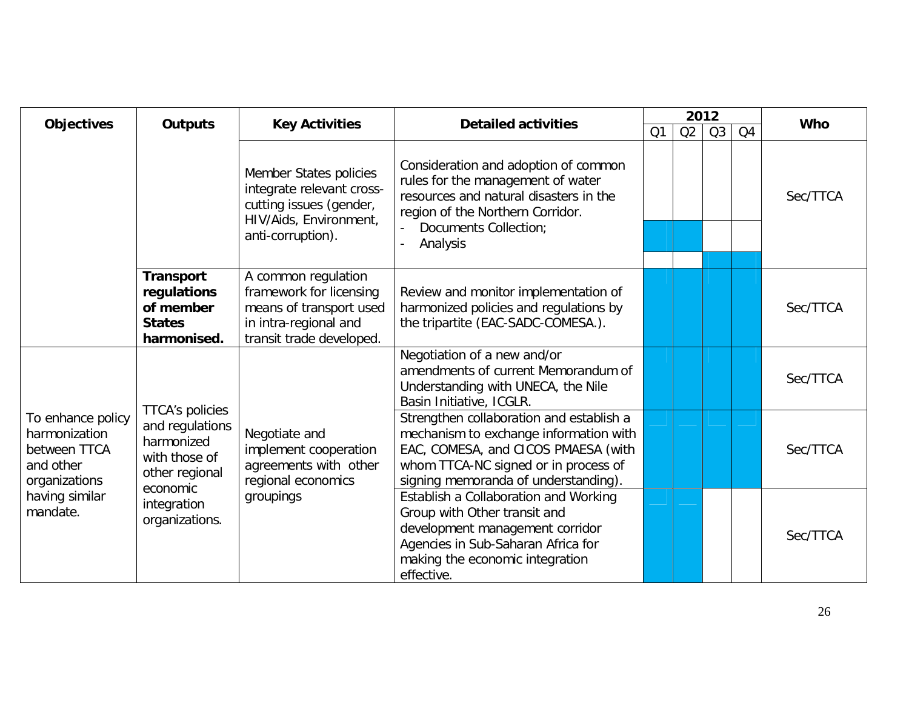| Objectives | Outputs | Key Activities | Detailed activities | 2012 | | | | Who |
|---|---|---|---|---|---|---|---|---|
| | | | | Q1 | Q2 | Q3 | Q4 | |
| | | Member States policies integrate relevant cross-cutting issues (gender, HIV/Aids, Environment, anti-corruption). | Consideration and adoption of common rules for the management of water resources and natural disasters in the region of the Northern Corridor.<br>- Documents Collection;<br>- Analysis | | | | | Sec/TTCA |
| | **Transport regulations of member States harmonised.** | A common regulation framework for licensing means of transport used in intra-regional and transit trade developed. | Review and monitor implementation of harmonized policies and regulations by the tripartite (EAC-SADC-COMESA.). | | | | | Sec/TTCA |
| To enhance policy harmonization between TTCA and other organizations having similar mandate. | TTCA's policies and regulations harmonized with those of other regional economic integration organizations. | Negotiate and implement cooperation agreements with other regional economics groupings | Negotiation of a new and/or amendments of current Memorandum of Understanding with UNECA, the Nile Basin Initiative, ICGLR. | | | | | Sec/TTCA |
| | | | Strengthen collaboration and establish a mechanism to exchange information with EAC, COMESA, and CICOS PMAESA (with whom TTCA-NC signed or in process of signing memoranda of understanding). | | | | | Sec/TTCA |
| | | | Establish a Collaboration and Working Group with Other transit and development management corridor Agencies in Sub-Saharan Africa for making the economic integration effective. | | | | | Sec/TTCA |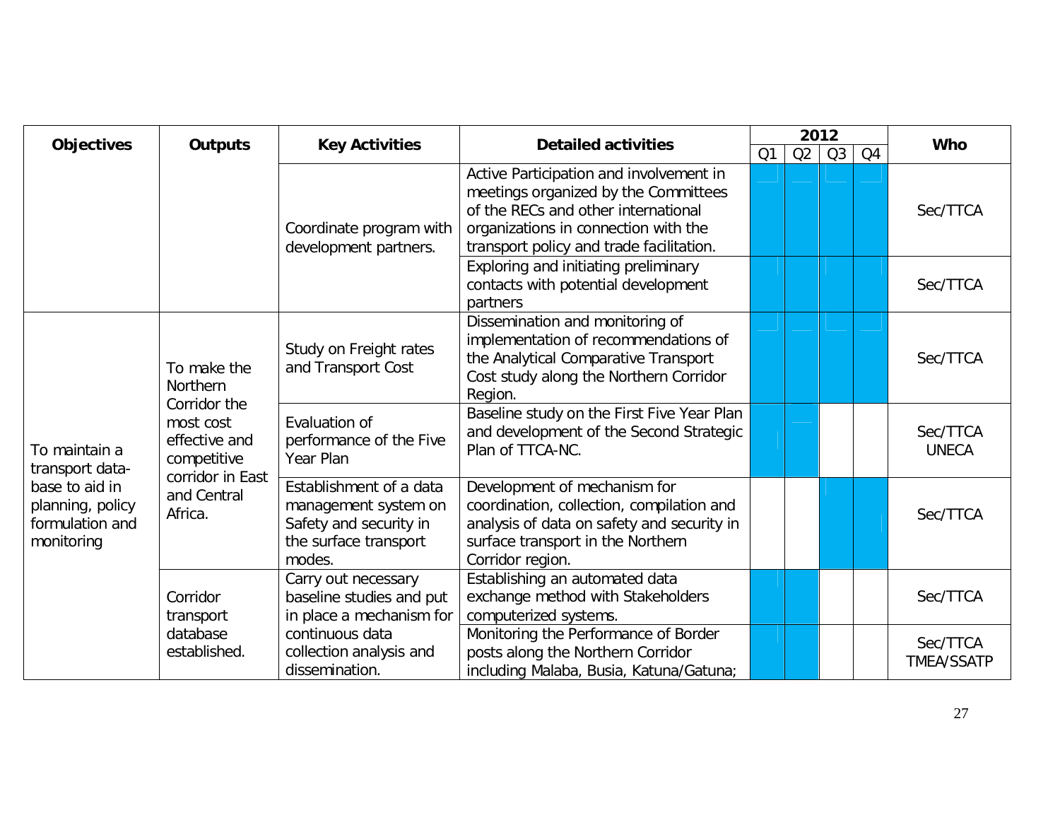| Objectives | Outputs | Key Activities | Detailed activities | 2012 | | | | Who |
|---|---|---|---|---|---|---|---|---|
| | | | | Q1 | Q2 | Q3 | Q4 | |
| | | Coordinate program with development partners. | Active Participation and involvement in meetings organized by the Committees of the RECs and other international organizations in connection with the transport policy and trade facilitation. | | | | | Sec/TTCA |
| | | | Exploring and initiating preliminary contacts with potential development partners | | | | | Sec/TTCA |
| To maintain a transport data-base to aid in planning, policy formulation and monitoring | To make the Northern Corridor the most cost effective and competitive corridor in East and Central Africa. | Study on Freight rates and Transport Cost | Dissemination and monitoring of implementation of recommendations of the Analytical Comparative Transport Cost study along the Northern Corridor Region. | | | | | Sec/TTCA |
| | | Evaluation of performance of the Five Year Plan | Baseline study on the First Five Year Plan and development of the Second Strategic Plan of TTCA-NC. | | | | | Sec/TTCA UNECA |
| | | Establishment of a data management system on Safety and security in the surface transport modes. | Development of mechanism for coordination, collection, compilation and analysis of data on safety and security in surface transport in the Northern Corridor region. | | | | | Sec/TTCA |
| | Corridor transport database established. | Carry out necessary baseline studies and put in place a mechanism for continuous data collection analysis and dissemination. | Establishing an automated data exchange method with Stakeholders computerized systems. | | | | | Sec/TTCA |
| | | | Monitoring the Performance of Border posts along the Northern Corridor including Malaba, Busia, Katuna/Gatuna; | | | | | Sec/TTCA TMEA/SSATP |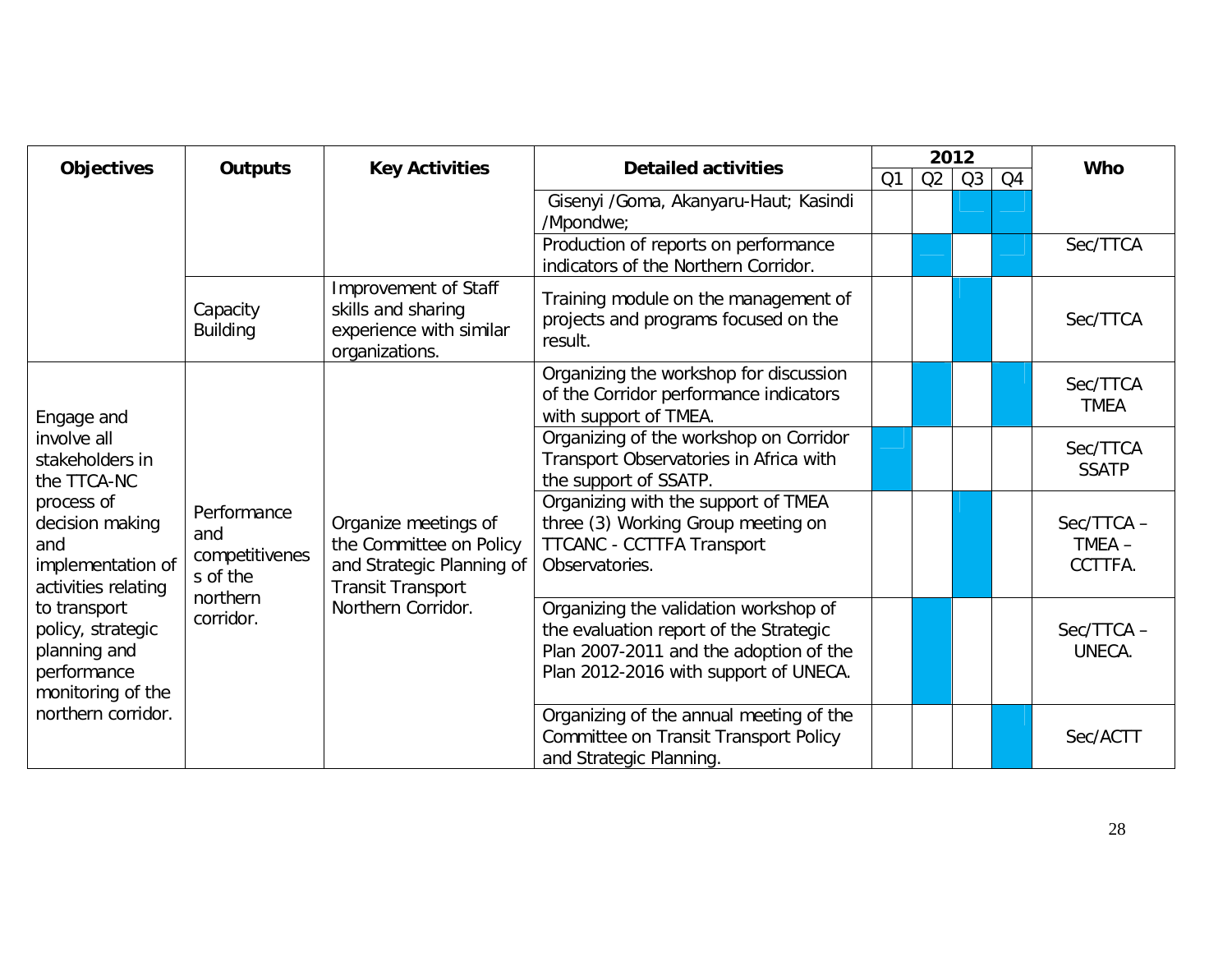| Objectives | Outputs | Key Activities | Detailed activities | 2012 | | | | Who |
|---|---|---|---|---|---|---|---|---|
| | | | | Q1 | Q2 | Q3 | Q4 | |
| | | | Gisenyi /Goma, Akanyaru-Haut; Kasindi /Mpondwe; | | | | | |
| | | | Production of reports on performance indicators of the Northern Corridor. | | | | | Sec/TTCA |
| | Capacity Building | Improvement of Staff skills and sharing experience with similar organizations. | Training module on the management of projects and programs focused on the result. | | | | | Sec/TTCA |
| Engage and involve all stakeholders in the TTCA-NC process of decision making and implementation of activities relating to transport policy, strategic planning and performance monitoring of the northern corridor. | Performance and competitiveness of the northern corridor. | Organize meetings of the Committee on Policy and Strategic Planning of Transit Transport Northern Corridor. | Organizing the workshop for discussion of the Corridor performance indicators with support of TMEA. | | | | | Sec/TTCA TMEA |
| | | | Organizing of the workshop on Corridor Transport Observatories in Africa with the support of SSATP. | | | | | Sec/TTCA SSATP |
| | | | Organizing with the support of TMEA three (3) Working Group meeting on TTCANC - CCTTFA Transport Observatories. | | | | | Sec/TTCA – TMEA – CCTTFA. |
| | | | Organizing the validation workshop of the evaluation report of the Strategic Plan 2007-2011 and the adoption of the Plan 2012-2016 with support of UNECA. | | | | | Sec/TTCA – UNECA. |
| | | | Organizing of the annual meeting of the Committee on Transit Transport Policy and Strategic Planning. | | | | | Sec/ACTT |